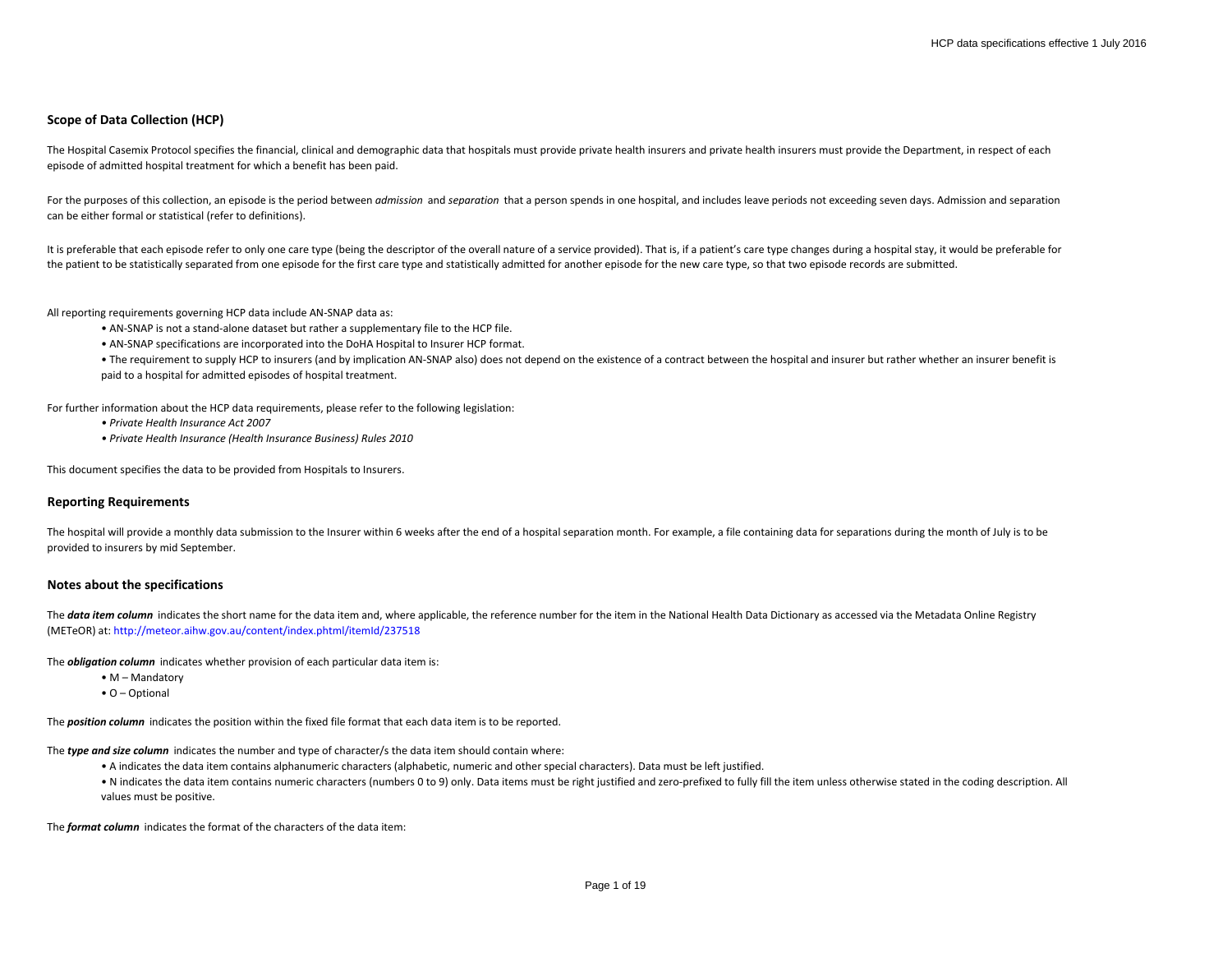## Scope of Data Collection (HCP)

The Hospital Casemix Protocol specifies the financial, clinical and demographic data that hospitals must provide private health insurers and private health insurers must provide the Department, in respect of each episode of admitted hospital treatment for which a benefit has been paid.

For the purposes of this collection, an episode is the period between *admission* and *separation* that a person spends in one hospital, and includes leave periods not exceeding seven days. Admission and separation can be either formal or statistical (refer to definitions).

It is preferable that each episode refer to only one care type (being the descriptor of the overall nature of a service provided). That is, if a patient's care type changes during a hospital stay, it would be preferable for the patient to be statistically separated from one episode for the first care type and statistically admitted for another episode for the new care type, so that two episode records are submitted.

All reporting requirements governing HCP data include AN-SNAP data as:

- AN-SNAP is not a stand-alone dataset but rather a supplementary file to the HCP file.
- AN-SNAP specifications are incorporated into the DoHA Hospital to Insurer HCP format.
- The requirement to supply HCP to insurers (and by implication AN-SNAP also) does not depend on the existence of a contract between the hospital and insurer but rather whether an insurer benefit is paid to a hospital for admitted episodes of hospital treatment.

For further information about the HCP data requirements, please refer to the following legislation:

- *Private Health Insurance Act 2007*
- *Private Health Insurance (Health Insurance Business) Rules 2010*

This document specifies the data to be provided from Hospitals to Insurers.

## Reporting Requirements

The hospital will provide a monthly data submission to the Insurer within 6 weeks after the end of a hospital separation month. For example, a file containing data for separations during the month of July is to be provided to insurers by mid September.

## Notes about the specifications

The ***data item column*** indicates the short name for the data item and, where applicable, the reference number for the item in the National Health Data Dictionary as accessed via the Metadata Online Registry (METeOR) at: http://meteor.aihw.gov.au/content/index.phtml/itemId/237518

The ***obligation column*** indicates whether provision of each particular data item is:

- M – Mandatory
- O – Optional

The ***position column*** indicates the position within the fixed file format that each data item is to be reported.

The ***type and size column*** indicates the number and type of character/s the data item should contain where:

- A indicates the data item contains alphanumeric characters (alphabetic, numeric and other special characters). Data must be left justified.
- N indicates the data item contains numeric characters (numbers 0 to 9) only. Data items must be right justified and zero-prefixed to fully fill the item unless otherwise stated in the coding description. All values must be positive.

The ***format column*** indicates the format of the characters of the data item: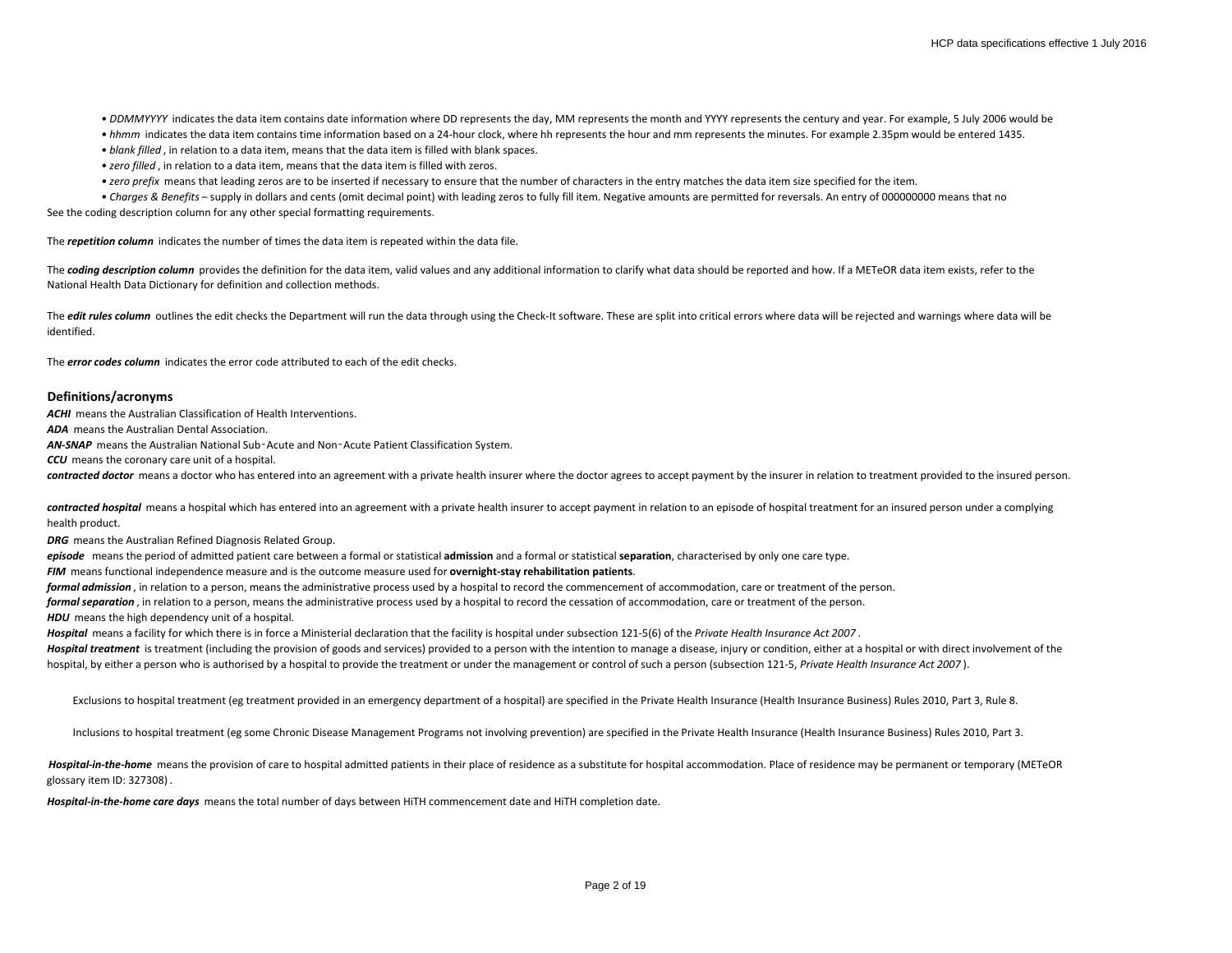- *DDMMYYYY* indicates the data item contains date information where DD represents the day, MM represents the month and YYYY represents the century and year. For example, 5 July 2006 would be
- *hhmm* indicates the data item contains time information based on a 24-hour clock, where hh represents the hour and mm represents the minutes. For example 2.35pm would be entered 1435.
- *blank filled* , in relation to a data item, means that the data item is filled with blank spaces.
- *zero filled* , in relation to a data item, means that the data item is filled with zeros.
- *zero prefix* means that leading zeros are to be inserted if necessary to ensure that the number of characters in the entry matches the data item size specified for the item.
- *Charges & Benefits* – supply in dollars and cents (omit decimal point) with leading zeros to fully fill item. Negative amounts are permitted for reversals. An entry of 000000000 means that no

See the coding description column for any other special formatting requirements.

The ***repetition column*** indicates the number of times the data item is repeated within the data file.

The ***coding description column*** provides the definition for the data item, valid values and any additional information to clarify what data should be reported and how. If a METeOR data item exists, refer to the National Health Data Dictionary for definition and collection methods.

The ***edit rules column*** outlines the edit checks the Department will run the data through using the Check-It software. These are split into critical errors where data will be rejected and warnings where data will be identified.

The ***error codes column*** indicates the error code attributed to each of the edit checks.

## Definitions/acronyms

***ACHI*** means the Australian Classification of Health Interventions.

***ADA*** means the Australian Dental Association.

***AN-SNAP*** means the Australian National Sub‑Acute and Non‑Acute Patient Classification System.

***CCU*** means the coronary care unit of a hospital.

***contracted doctor*** means a doctor who has entered into an agreement with a private health insurer where the doctor agrees to accept payment by the insurer in relation to treatment provided to the insured person.

***contracted hospital*** means a hospital which has entered into an agreement with a private health insurer to accept payment in relation to an episode of hospital treatment for an insured person under a complying health product.

***DRG*** means the Australian Refined Diagnosis Related Group.

***episode*** means the period of admitted patient care between a formal or statistical **admission** and a formal or statistical **separation**, characterised by only one care type.

***FIM*** means functional independence measure and is the outcome measure used for **overnight-stay rehabilitation patients**.

***formal admission*** , in relation to a person, means the administrative process used by a hospital to record the commencement of accommodation, care or treatment of the person.

***formal separation*** , in relation to a person, means the administrative process used by a hospital to record the cessation of accommodation, care or treatment of the person.

***HDU*** means the high dependency unit of a hospital.

***Hospital*** means a facility for which there is in force a Ministerial declaration that the facility is hospital under subsection 121-5(6) of the *Private Health Insurance Act 2007* .

***Hospital treatment*** is treatment (including the provision of goods and services) provided to a person with the intention to manage a disease, injury or condition, either at a hospital or with direct involvement of the hospital, by either a person who is authorised by a hospital to provide the treatment or under the management or control of such a person (subsection 121-5, *Private Health Insurance Act 2007* ).

Exclusions to hospital treatment (eg treatment provided in an emergency department of a hospital) are specified in the Private Health Insurance (Health Insurance Business) Rules 2010, Part 3, Rule 8.

Inclusions to hospital treatment (eg some Chronic Disease Management Programs not involving prevention) are specified in the Private Health Insurance (Health Insurance Business) Rules 2010, Part 3.

***Hospital-in-the-home*** means the provision of care to hospital admitted patients in their place of residence as a substitute for hospital accommodation. Place of residence may be permanent or temporary (METeOR glossary item ID: 327308) .

***Hospital-in-the-home care days*** means the total number of days between HiTH commencement date and HiTH completion date.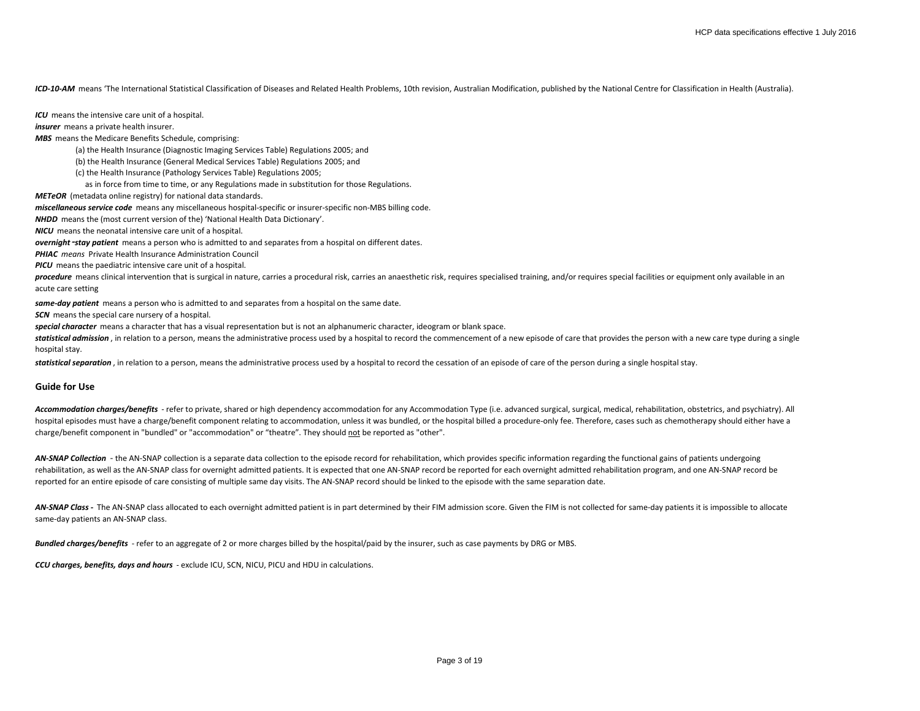***ICD-10-AM*** means 'The International Statistical Classification of Diseases and Related Health Problems, 10th revision, Australian Modification, published by the National Centre for Classification in Health (Australia).

***ICU*** means the intensive care unit of a hospital.

***insurer*** means a private health insurer.

***MBS*** means the Medicare Benefits Schedule, comprising:

(a) the Health Insurance (Diagnostic Imaging Services Table) Regulations 2005; and

(b) the Health Insurance (General Medical Services Table) Regulations 2005; and

(c) the Health Insurance (Pathology Services Table) Regulations 2005;

as in force from time to time, or any Regulations made in substitution for those Regulations.

***METeOR*** (metadata online registry) for national data standards.

***miscellaneous service code*** means any miscellaneous hospital-specific or insurer-specific non-MBS billing code.

***NHDD*** means the (most current version of the) 'National Health Data Dictionary'.

***NICU*** means the neonatal intensive care unit of a hospital.

***overnight-stay patient*** means a person who is admitted to and separates from a hospital on different dates.

***PHIAC*** *means* Private Health Insurance Administration Council

***PICU*** means the paediatric intensive care unit of a hospital.

***procedure*** means clinical intervention that is surgical in nature, carries a procedural risk, carries an anaesthetic risk, requires specialised training, and/or requires special facilities or equipment only available in an acute care setting

***same-day patient*** means a person who is admitted to and separates from a hospital on the same date.

***SCN*** means the special care nursery of a hospital.

***special character*** means a character that has a visual representation but is not an alphanumeric character, ideogram or blank space.

***statistical admission*** , in relation to a person, means the administrative process used by a hospital to record the commencement of a new episode of care that provides the person with a new care type during a single hospital stay.

***statistical separation*** , in relation to a person, means the administrative process used by a hospital to record the cessation of an episode of care of the person during a single hospital stay.

## Guide for Use

***Accommodation charges/benefits*** - refer to private, shared or high dependency accommodation for any Accommodation Type (i.e. advanced surgical, surgical, medical, rehabilitation, obstetrics, and psychiatry). All hospital episodes must have a charge/benefit component relating to accommodation, unless it was bundled, or the hospital billed a procedure-only fee. Therefore, cases such as chemotherapy should either have a charge/benefit component in "bundled" or "accommodation" or "theatre". They should <u>not</u> be reported as "other".

***AN-SNAP Collection*** - the AN-SNAP collection is a separate data collection to the episode record for rehabilitation, which provides specific information regarding the functional gains of patients undergoing rehabilitation, as well as the AN-SNAP class for overnight admitted patients. It is expected that one AN-SNAP record be reported for each overnight admitted rehabilitation program, and one AN-SNAP record be reported for an entire episode of care consisting of multiple same day visits. The AN-SNAP record should be linked to the episode with the same separation date.

***AN-SNAP Class -*** The AN-SNAP class allocated to each overnight admitted patient is in part determined by their FIM admission score. Given the FIM is not collected for same-day patients it is impossible to allocate same-day patients an AN-SNAP class.

***Bundled charges/benefits*** - refer to an aggregate of 2 or more charges billed by the hospital/paid by the insurer, such as case payments by DRG or MBS.

***CCU charges, benefits, days and hours*** - exclude ICU, SCN, NICU, PICU and HDU in calculations.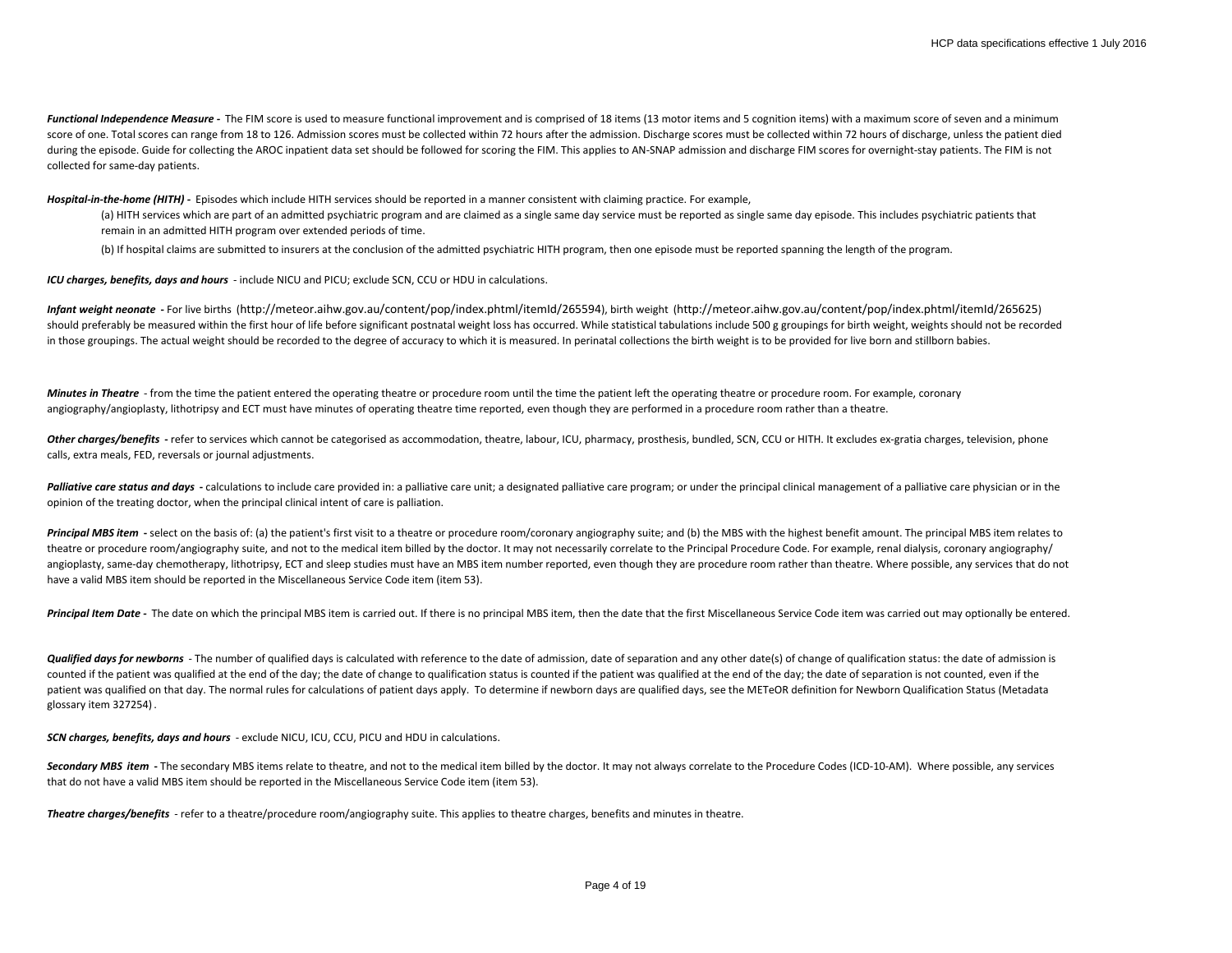***Functional Independence Measure* -** The FIM score is used to measure functional improvement and is comprised of 18 items (13 motor items and 5 cognition items) with a maximum score of seven and a minimum score of one. Total scores can range from 18 to 126. Admission scores must be collected within 72 hours after the admission. Discharge scores must be collected within 72 hours of discharge, unless the patient died during the episode. Guide for collecting the AROC inpatient data set should be followed for scoring the FIM. This applies to AN-SNAP admission and discharge FIM scores for overnight-stay patients. The FIM is not collected for same-day patients.

***Hospital-in-the-home (HITH)* -** Episodes which include HITH services should be reported in a manner consistent with claiming practice. For example,

(a) HITH services which are part of an admitted psychiatric program and are claimed as a single same day service must be reported as single same day episode. This includes psychiatric patients that remain in an admitted HITH program over extended periods of time.

(b) If hospital claims are submitted to insurers at the conclusion of the admitted psychiatric HITH program, then one episode must be reported spanning the length of the program.

***ICU charges, benefits, days and hours*** - include NICU and PICU; exclude SCN, CCU or HDU in calculations.

***Infant weight neonate* -** For live births (http://meteor.aihw.gov.au/content/pop/index.phtml/itemId/265594), birth weight (http://meteor.aihw.gov.au/content/pop/index.phtml/itemId/265625) should preferably be measured within the first hour of life before significant postnatal weight loss has occurred. While statistical tabulations include 500 g groupings for birth weight, weights should not be recorded in those groupings. The actual weight should be recorded to the degree of accuracy to which it is measured. In perinatal collections the birth weight is to be provided for live born and stillborn babies.

***Minutes in Theatre*** - from the time the patient entered the operating theatre or procedure room until the time the patient left the operating theatre or procedure room. For example, coronary angiography/angioplasty, lithotripsy and ECT must have minutes of operating theatre time reported, even though they are performed in a procedure room rather than a theatre.

***Other charges/benefits* -** refer to services which cannot be categorised as accommodation, theatre, labour, ICU, pharmacy, prosthesis, bundled, SCN, CCU or HITH. It excludes ex-gratia charges, television, phone calls, extra meals, FED, reversals or journal adjustments.

***Palliative care status and days* -** calculations to include care provided in: a palliative care unit; a designated palliative care program; or under the principal clinical management of a palliative care physician or in the opinion of the treating doctor, when the principal clinical intent of care is palliation.

***Principal MBS item* -** select on the basis of: (a) the patient's first visit to a theatre or procedure room/coronary angiography suite; and (b) the MBS with the highest benefit amount. The principal MBS item relates to theatre or procedure room/angiography suite, and not to the medical item billed by the doctor. It may not necessarily correlate to the Principal Procedure Code. For example, renal dialysis, coronary angiography/ angioplasty, same-day chemotherapy, lithotripsy, ECT and sleep studies must have an MBS item number reported, even though they are procedure room rather than theatre. Where possible, any services that do not have a valid MBS item should be reported in the Miscellaneous Service Code item (item 53).

***Principal Item Date* -** The date on which the principal MBS item is carried out. If there is no principal MBS item, then the date that the first Miscellaneous Service Code item was carried out may optionally be entered.

***Qualified days for newborns*** - The number of qualified days is calculated with reference to the date of admission, date of separation and any other date(s) of change of qualification status: the date of admission is counted if the patient was qualified at the end of the day; the date of change to qualification status is counted if the patient was qualified at the end of the day; the date of separation is not counted, even if the patient was qualified on that day. The normal rules for calculations of patient days apply. To determine if newborn days are qualified days, see the METeOR definition for Newborn Qualification Status (Metadata glossary item 327254).

***SCN charges, benefits, days and hours*** - exclude NICU, ICU, CCU, PICU and HDU in calculations.

***Secondary MBS item* -** The secondary MBS items relate to theatre, and not to the medical item billed by the doctor. It may not always correlate to the Procedure Codes (ICD-10-AM). Where possible, any services that do not have a valid MBS item should be reported in the Miscellaneous Service Code item (item 53).

***Theatre charges/benefits*** - refer to a theatre/procedure room/angiography suite. This applies to theatre charges, benefits and minutes in theatre.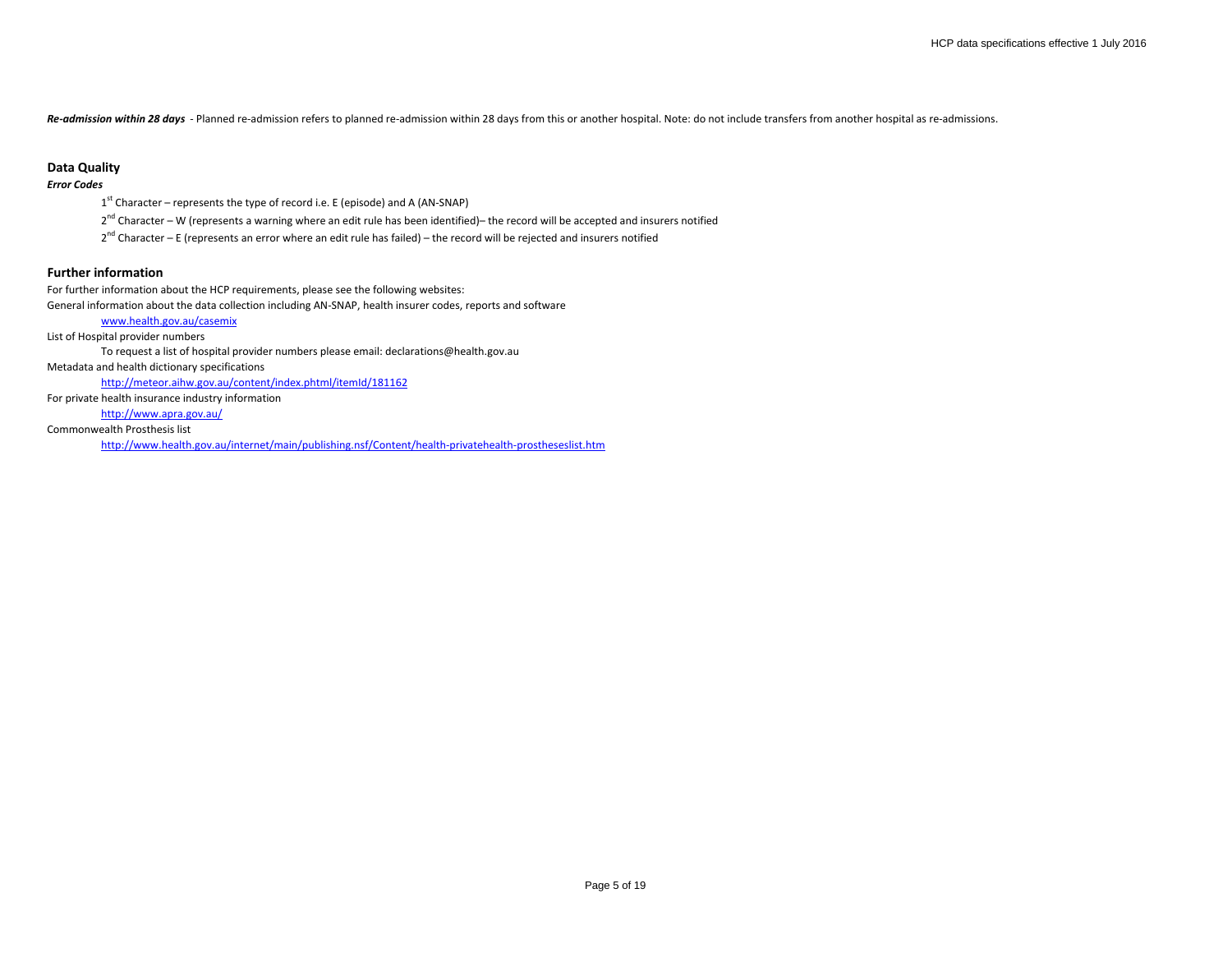***Re-admission within 28 days*** - Planned re-admission refers to planned re-admission within 28 days from this or another hospital. Note: do not include transfers from another hospital as re-admissions.

## Data Quality

***Error Codes***

1st Character – represents the type of record i.e. E (episode) and A (AN-SNAP)

2nd Character – W (represents a warning where an edit rule has been identified)– the record will be accepted and insurers notified

2nd Character – E (represents an error where an edit rule has failed) – the record will be rejected and insurers notified

## Further information

For further information about the HCP requirements, please see the following websites:

General information about the data collection including AN-SNAP, health insurer codes, reports and software

www.health.gov.au/casemix

List of Hospital provider numbers

To request a list of hospital provider numbers please email: declarations@health.gov.au

Metadata and health dictionary specifications

http://meteor.aihw.gov.au/content/index.phtml/itemId/181162

For private health insurance industry information

http://www.apra.gov.au/

Commonwealth Prosthesis list

http://www.health.gov.au/internet/main/publishing.nsf/Content/health-privatehealth-prostheseslist.htm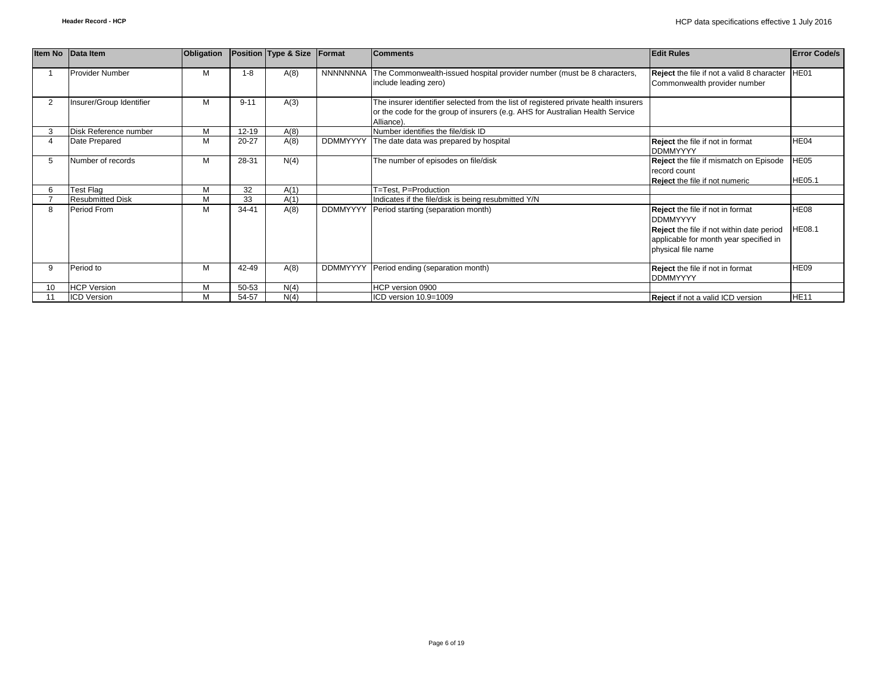| Item No | Data Item | Obligation | Position | Type & Size | Format | Comments | Edit Rules | Error Code/s |
|---|---|---|---|---|---|---|---|---|
| 1 | Provider Number | M | 1-8 | A(8) | NNNNNNNA | The Commonwealth-issued hospital provider number (must be 8 characters, include leading zero) | **Reject** the file if not a valid 8 character Commonwealth provider number | HE01 |
| 2 | Insurer/Group Identifier | M | 9-11 | A(3) | | The insurer identifier selected from the list of registered private health insurers or the code for the group of insurers (e.g. AHS for Australian Health Service Alliance). | | |
| 3 | Disk Reference number | M | 12-19 | A(8) | | Number identifies the file/disk ID | | |
| 4 | Date Prepared | M | 20-27 | A(8) | DDMMYYYY | The date data was prepared by hospital | **Reject** the file if not in format DDMMYYYY | HE04 |
| 5 | Number of records | M | 28-31 | N(4) | | The number of episodes on file/disk | **Reject** the file if mismatch on Episode record count<br>**Reject** the file if not numeric | HE05<br>HE05.1 |
| 6 | Test Flag | M | 32 | A(1) | | T=Test, P=Production | | |
| 7 | Resubmitted Disk | M | 33 | A(1) | | Indicates if the file/disk is being resubmitted Y/N | | |
| 8 | Period From | M | 34-41 | A(8) | DDMMYYYY | Period starting (separation month) | **Reject** the file if not in format DDMMYYYY<br>**Reject** the file if not within date period applicable for month year specified in physical file name | HE08<br>HE08.1 |
| 9 | Period to | M | 42-49 | A(8) | DDMMYYYY | Period ending (separation month) | **Reject** the file if not in format DDMMYYYY | HE09 |
| 10 | HCP Version | M | 50-53 | N(4) | | HCP version 0900 | | |
| 11 | ICD Version | M | 54-57 | N(4) | | ICD version 10.9=1009 | **Reject** if not a valid ICD version | HE11 |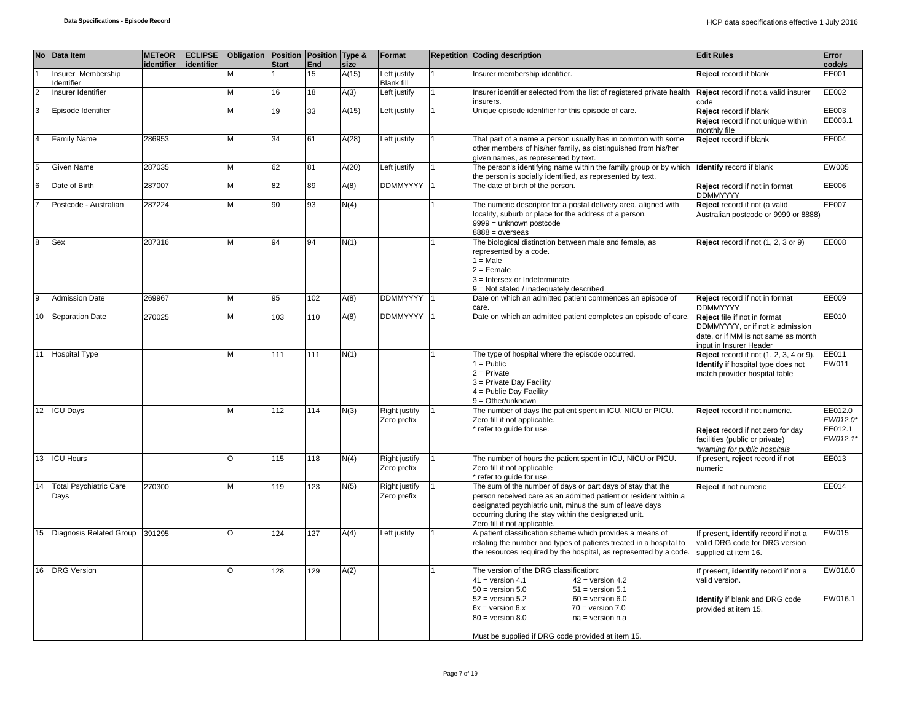| No | Data Item | METeOR identifier | ECLIPSE identifier | Obligation | Position Start | Position End | Type & size | Format | Repetition | Coding description | Edit Rules | Error code/s |
|---|---|---|---|---|---|---|---|---|---|---|---|---|
| 1 | Insurer Membership Identifier | | | M | 1 | 15 | A(15) | Left justify Blank fill | 1 | Insurer membership identifier. | **Reject** record if blank | EE001 |
| 2 | Insurer Identifier | | | M | 16 | 18 | A(3) | Left justify | 1 | Insurer identifier selected from the list of registered private health insurers. | **Reject** record if not a valid insurer code | EE002 |
| 3 | Episode Identifier | | | M | 19 | 33 | A(15) | Left justify | 1 | Unique episode identifier for this episode of care. | **Reject** record if blank<br>**Reject** record if not unique within monthly file | EE003<br>EE003.1 |
| 4 | Family Name | 286953 | | M | 34 | 61 | A(28) | Left justify | 1 | That part of a name a person usually has in common with some other members of his/her family, as distinguished from his/her given names, as represented by text. | **Reject** record if blank | EE004 |
| 5 | Given Name | 287035 | | M | 62 | 81 | A(20) | Left justify | 1 | The person's identifying name within the family group or by which the person is socially identified, as represented by text. | **Identify** record if blank | EW005 |
| 6 | Date of Birth | 287007 | | M | 82 | 89 | A(8) | DDMMYYYY | 1 | The date of birth of the person. | **Reject** record if not in format DDMMYYYY | EE006 |
| 7 | Postcode - Australian | 287224 | | M | 90 | 93 | N(4) | | 1 | The numeric descriptor for a postal delivery area, aligned with locality, suburb or place for the address of a person.<br>9999 = unknown postcode<br>8888 = overseas | **Reject** record if not (a valid Australian postcode or 9999 or 8888) | EE007 |
| 8 | Sex | 287316 | | M | 94 | 94 | N(1) | | 1 | The biological distinction between male and female, as represented by a code.<br>1 = Male<br>2 = Female<br>3 = Intersex or Indeterminate<br>9 = Not stated / inadequately described | **Reject** record if not (1, 2, 3 or 9) | EE008 |
| 9 | Admission Date | 269967 | | M | 95 | 102 | A(8) | DDMMYYYY | 1 | Date on which an admitted patient commences an episode of care. | **Reject** record if not in format DDMMYYYY | EE009 |
| 10 | Separation Date | 270025 | | M | 103 | 110 | A(8) | DDMMYYYY | 1 | Date on which an admitted patient completes an episode of care. | **Reject** file if not in format DDMMYYYY, or if not ≥ admission date, or if MM is not same as month input in Insurer Header | EE010 |
| 11 | Hospital Type | | | M | 111 | 111 | N(1) | | 1 | The type of hospital where the episode occurred.<br>1 = Public<br>2 = Private<br>3 = Private Day Facility<br>4 = Public Day Facility<br>9 = Other/unknown | **Reject** record if not (1, 2, 3, 4 or 9).<br>**Identify** if hospital type does not match provider hospital table | EE011<br>EW011 |
| 12 | ICU Days | | | M | 112 | 114 | N(3) | Right justify Zero prefix | 1 | The number of days the patient spent in ICU, NICU or PICU.<br>Zero fill if not applicable.<br>* refer to guide for use. | **Reject** record if not numeric.<br><br>**Reject** record if not zero for day facilities (public or private)<br>*\*warning for public hospitals* | EE012.0<br>*EW012.0\**<br>EE012.1<br>*EW012.1\** |
| 13 | ICU Hours | | | O | 115 | 118 | N(4) | Right justify Zero prefix | 1 | The number of hours the patient spent in ICU, NICU or PICU.<br>Zero fill if not applicable<br>* refer to guide for use. | If present, **reject** record if not numeric | EE013 |
| 14 | Total Psychiatric Care Days | 270300 | | M | 119 | 123 | N(5) | Right justify Zero prefix | 1 | The sum of the number of days or part days of stay that the person received care as an admitted patient or resident within a designated psychiatric unit, minus the sum of leave days occurring during the stay within the designated unit.<br>Zero fill if not applicable. | **Reject** if not numeric | EE014 |
| 15 | Diagnosis Related Group | 391295 | | O | 124 | 127 | A(4) | Left justify | 1 | A patient classification scheme which provides a means of relating the number and types of patients treated in a hospital to the resources required by the hospital, as represented by a code. | If present, **identify** record if not a valid DRG code for DRG version supplied at item 16. | EW015 |
| 16 | DRG Version | | | O | 128 | 129 | A(2) | | 1 | The version of the DRG classification:<br>41 = version 4.1 &nbsp;&nbsp; 42 = version 4.2<br>50 = version 5.0 &nbsp;&nbsp; 51 = version 5.1<br>52 = version 5.2 &nbsp;&nbsp; 60 = version 6.0<br>6x = version 6.x &nbsp;&nbsp; 70 = version 7.0<br>80 = version 8.0 &nbsp;&nbsp; na = version n.a<br><br>Must be supplied if DRG code provided at item 15. | If present, **identify** record if not a valid version.<br><br>**Identify** if blank and DRG code provided at item 15. | EW016.0<br><br>EW016.1 |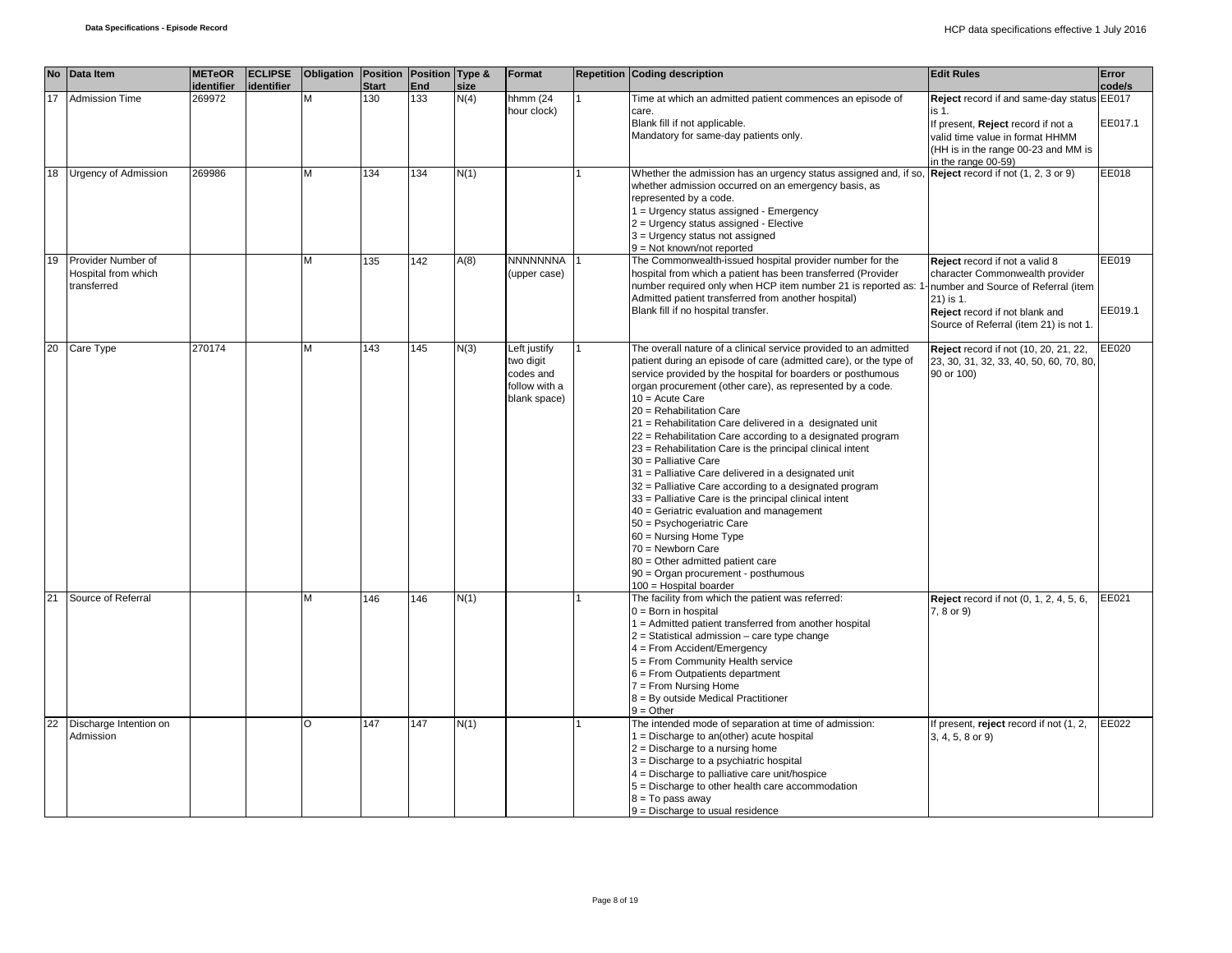| No | Data Item | METeOR identifier | ECLIPSE identifier | Obligation | Position Start | Position End | Type & size | Format | Repetition | Coding description | Edit Rules | Error code/s |
|---|---|---|---|---|---|---|---|---|---|---|---|---|
| 17 | Admission Time | 269972 | | M | 130 | 133 | N(4) | hhmm (24 hour clock) | 1 | Time at which an admitted patient commences an episode of care.<br>Blank fill if not applicable.<br>Mandatory for same-day patients only. | **Reject** record if and same-day status is 1.<br>If present, **Reject** record if not a valid time value in format HHMM (HH is in the range 00-23 and MM is in the range 00-59) | EE017<br><br>EE017.1 |
| 18 | Urgency of Admission | 269986 | | M | 134 | 134 | N(1) | | 1 | Whether the admission has an urgency status assigned and, if so, whether admission occurred on an emergency basis, as represented by a code.<br>1 = Urgency status assigned - Emergency<br>2 = Urgency status assigned - Elective<br>3 = Urgency status not assigned<br>9 = Not known/not reported | **Reject** record if not (1, 2, 3 or 9) | EE018 |
| 19 | Provider Number of Hospital from which transferred | | | M | 135 | 142 | A(8) | NNNNNNNA (upper case) | 1 | The Commonwealth-issued hospital provider number for the hospital from which a patient has been transferred (Provider number required only when HCP item number 21 is reported as: 1-Admitted patient transferred from another hospital)<br>Blank fill if no hospital transfer. | **Reject** record if not a valid 8 character Commonwealth provider number and Source of Referral (item 21) is 1.<br>**Reject** record if not blank and Source of Referral (item 21) is not 1. | EE019<br><br>EE019.1 |
| 20 | Care Type | 270174 | | M | 143 | 145 | N(3) | Left justify two digit codes and follow with a blank space) | 1 | The overall nature of a clinical service provided to an admitted patient during an episode of care (admitted care), or the type of service provided by the hospital for boarders or posthumous organ procurement (other care), as represented by a code.<br>10 = Acute Care<br>20 = Rehabilitation Care<br>21 = Rehabilitation Care delivered in a designated unit<br>22 = Rehabilitation Care according to a designated program<br>23 = Rehabilitation Care is the principal clinical intent<br>30 = Palliative Care<br>31 = Palliative Care delivered in a designated unit<br>32 = Palliative Care according to a designated program<br>33 = Palliative Care is the principal clinical intent<br>40 = Geriatric evaluation and management<br>50 = Psychogeriatric Care<br>60 = Nursing Home Type<br>70 = Newborn Care<br>80 = Other admitted patient care<br>90 = Organ procurement - posthumous<br>100 = Hospital boarder | **Reject** record if not (10, 20, 21, 22, 23, 30, 31, 32, 33, 40, 50, 60, 70, 80, 90 or 100) | EE020 |
| 21 | Source of Referral | | | M | 146 | 146 | N(1) | | 1 | The facility from which the patient was referred:<br>0 = Born in hospital<br>1 = Admitted patient transferred from another hospital<br>2 = Statistical admission – care type change<br>4 = From Accident/Emergency<br>5 = From Community Health service<br>6 = From Outpatients department<br>7 = From Nursing Home<br>8 = By outside Medical Practitioner<br>9 = Other | **Reject** record if not (0, 1, 2, 4, 5, 6, 7, 8 or 9) | EE021 |
| 22 | Discharge Intention on Admission | | | O | 147 | 147 | N(1) | | 1 | The intended mode of separation at time of admission:<br>1 = Discharge to an(other) acute hospital<br>2 = Discharge to a nursing home<br>3 = Discharge to a psychiatric hospital<br>4 = Discharge to palliative care unit/hospice<br>5 = Discharge to other health care accommodation<br>8 = To pass away<br>9 = Discharge to usual residence | If present, **reject** record if not (1, 2, 3, 4, 5, 8 or 9) | EE022 |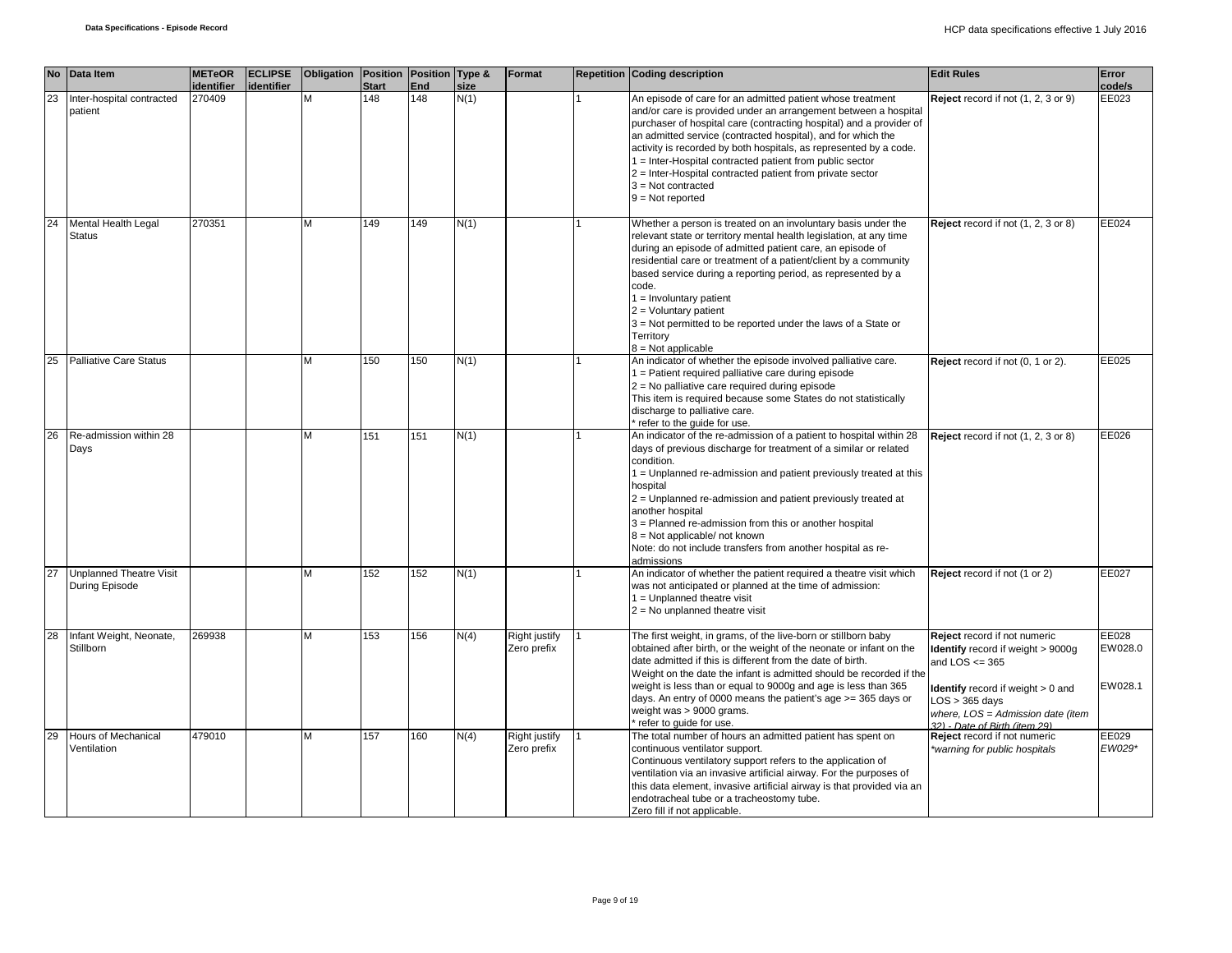| No | Data Item | METeOR identifier | ECLIPSE identifier | Obligation | Position Start | Position End | Type & size | Format | Repetition | Coding description | Edit Rules | Error code/s |
|---|---|---|---|---|---|---|---|---|---|---|---|---|
| 23 | Inter-hospital contracted patient | 270409 | | M | 148 | 148 | N(1) | | 1 | An episode of care for an admitted patient whose treatment and/or care is provided under an arrangement between a hospital purchaser of hospital care (contracting hospital) and a provider of an admitted service (contracted hospital), and for which the activity is recorded by both hospitals, as represented by a code.<br>1 = Inter-Hospital contracted patient from public sector<br>2 = Inter-Hospital contracted patient from private sector<br>3 = Not contracted<br>9 = Not reported | **Reject** record if not (1, 2, 3 or 9) | EE023 |
| 24 | Mental Health Legal Status | 270351 | | M | 149 | 149 | N(1) | | 1 | Whether a person is treated on an involuntary basis under the relevant state or territory mental health legislation, at any time during an episode of admitted patient care, an episode of residential care or treatment of a patient/client by a community based service during a reporting period, as represented by a code.<br>1 = Involuntary patient<br>2 = Voluntary patient<br>3 = Not permitted to be reported under the laws of a State or Territory<br>8 = Not applicable | **Reject** record if not (1, 2, 3 or 8) | EE024 |
| 25 | Palliative Care Status | | | M | 150 | 150 | N(1) | | 1 | An indicator of whether the episode involved palliative care.<br>1 = Patient required palliative care during episode<br>2 = No palliative care required during episode<br>This item is required because some States do not statistically discharge to palliative care.<br>* refer to the guide for use. | **Reject** record if not (0, 1 or 2). | EE025 |
| 26 | Re-admission within 28 Days | | | M | 151 | 151 | N(1) | | 1 | An indicator of the re-admission of a patient to hospital within 28 days of previous discharge for treatment of a similar or related condition.<br>1 = Unplanned re-admission and patient previously treated at this hospital<br>2 = Unplanned re-admission and patient previously treated at another hospital<br>3 = Planned re-admission from this or another hospital<br>8 = Not applicable/ not known<br>Note: do not include transfers from another hospital as re-admissions | **Reject** record if not (1, 2, 3 or 8) | EE026 |
| 27 | Unplanned Theatre Visit During Episode | | | M | 152 | 152 | N(1) | | 1 | An indicator of whether the patient required a theatre visit which was not anticipated or planned at the time of admission:<br>1 = Unplanned theatre visit<br>2 = No unplanned theatre visit | **Reject** record if not (1 or 2) | EE027 |
| 28 | Infant Weight, Neonate, Stillborn | 269938 | | M | 153 | 156 | N(4) | Right justify Zero prefix | 1 | The first weight, in grams, of the live-born or stillborn baby obtained after birth, or the weight of the neonate or infant on the date admitted if this is different from the date of birth.<br>Weight on the date the infant is admitted should be recorded if the weight is less than or equal to 9000g and age is less than 365 days. An entry of 0000 means the patient's age >= 365 days or weight was > 9000 grams.<br>* refer to guide for use. | **Reject** record if not numeric<br>**Identify** record if weight > 9000g and LOS <= 365<br>**Identify** record if weight > 0 and LOS > 365 days<br>*where, LOS = Admission date (item 32) - Date of Birth (item 29)* | EE028<br>EW028.0<br>EW028.1 |
| 29 | Hours of Mechanical Ventilation | 479010 | | M | 157 | 160 | N(4) | Right justify Zero prefix | 1 | The total number of hours an admitted patient has spent on continuous ventilator support.<br>Continuous ventilatory support refers to the application of ventilation via an invasive artificial airway. For the purposes of this data element, invasive artificial airway is that provided via an endotracheal tube or a tracheostomy tube.<br>Zero fill if not applicable. | **Reject** record if not numeric<br>*\*warning for public hospitals* | EE029<br>*EW029\** |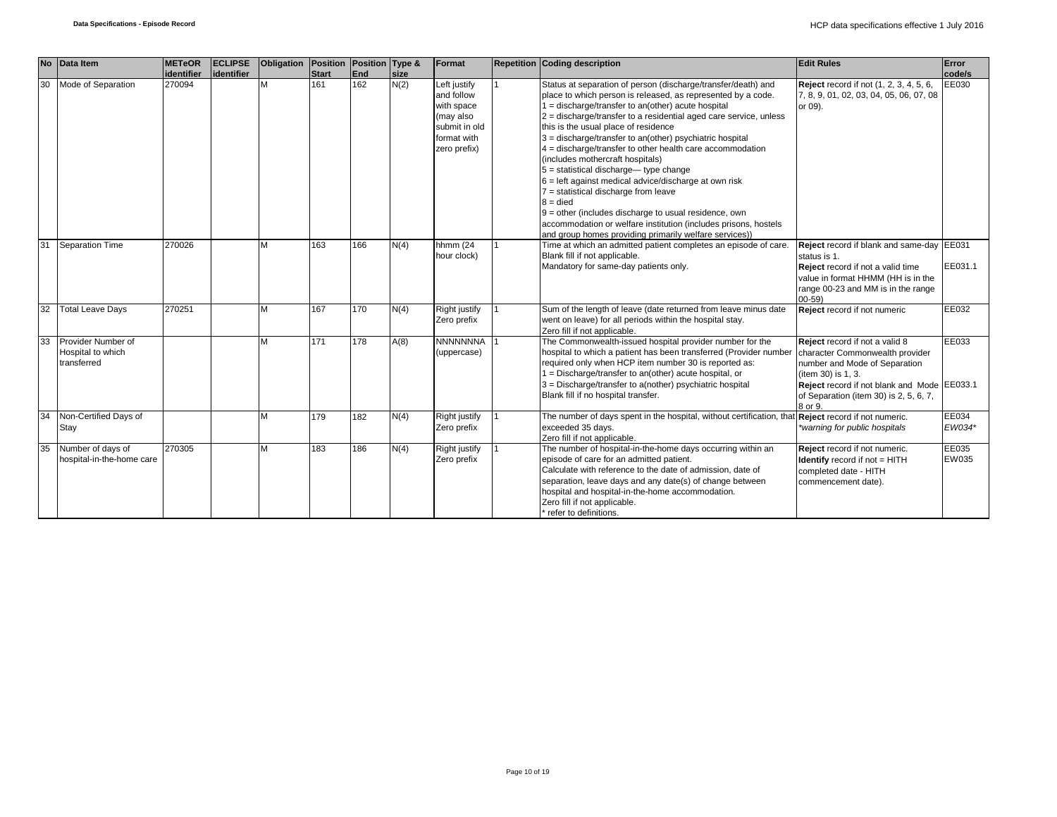| No | Data Item | METeOR identifier | ECLIPSE identifier | Obligation | Position Start | Position End | Type & size | Format | Repetition | Coding description | Edit Rules | Error code/s |
|---|---|---|---|---|---|---|---|---|---|---|---|---|
| 30 | Mode of Separation | 270094 | | M | 161 | 162 | N(2) | Left justify and follow with space (may also submit in old format with zero prefix) | 1 | Status at separation of person (discharge/transfer/death) and place to which person is released, as represented by a code.<br>1 = discharge/transfer to an(other) acute hospital<br>2 = discharge/transfer to a residential aged care service, unless this is the usual place of residence<br>3 = discharge/transfer to an(other) psychiatric hospital<br>4 = discharge/transfer to other health care accommodation (includes mothercraft hospitals)<br>5 = statistical discharge— type change<br>6 = left against medical advice/discharge at own risk<br>7 = statistical discharge from leave<br>8 = died<br>9 = other (includes discharge to usual residence, own accommodation or welfare institution (includes prisons, hostels and group homes providing primarily welfare services)) | **Reject** record if not (1, 2, 3, 4, 5, 6, 7, 8, 9, 01, 02, 03, 04, 05, 06, 07, 08 or 09). | EE030 |
| 31 | Separation Time | 270026 | | M | 163 | 166 | N(4) | hhmm (24 hour clock) | 1 | Time at which an admitted patient completes an episode of care.<br>Blank fill if not applicable.<br>Mandatory for same-day patients only. | **Reject** record if blank and same-day status is 1.<br>**Reject** record if not a valid time value in format HHMM (HH is in the range 00-23 and MM is in the range 00-59) | EE031<br>EE031.1 |
| 32 | Total Leave Days | 270251 | | M | 167 | 170 | N(4) | Right justify Zero prefix | 1 | Sum of the length of leave (date returned from leave minus date went on leave) for all periods within the hospital stay.<br>Zero fill if not applicable. | **Reject** record if not numeric | EE032 |
| 33 | Provider Number of Hospital to which transferred | | | M | 171 | 178 | A(8) | NNNNNNNA (uppercase) | 1 | The Commonwealth-issued hospital provider number for the hospital to which a patient has been transferred (Provider number required only when HCP item number 30 is reported as:<br>1 = Discharge/transfer to an(other) acute hospital, or<br>3 = Discharge/transfer to a(nother) psychiatric hospital<br>Blank fill if no hospital transfer. | **Reject** record if not a valid 8 character Commonwealth provider number and Mode of Separation (item 30) is 1, 3.<br>**Reject** record if not blank and Mode of Separation (item 30) is 2, 5, 6, 7, 8 or 9. | EE033<br>EE033.1 |
| 34 | Non-Certified Days of Stay | | | M | 179 | 182 | N(4) | Right justify Zero prefix | 1 | The number of days spent in the hospital, without certification, that exceeded 35 days.<br>Zero fill if not applicable. | **Reject** record if not numeric.<br>*\*warning for public hospitals* | EE034<br>*EW034\** |
| 35 | Number of days of hospital-in-the-home care | 270305 | | M | 183 | 186 | N(4) | Right justify Zero prefix | 1 | The number of hospital-in-the-home days occurring within an episode of care for an admitted patient.<br>Calculate with reference to the date of admission, date of separation, leave days and any date(s) of change between hospital and hospital-in-the-home accommodation.<br>Zero fill if not applicable.<br>\* refer to definitions. | **Reject** record if not numeric.<br>**Identify** record if not = HITH completed date - HITH commencement date). | EE035<br>EW035 |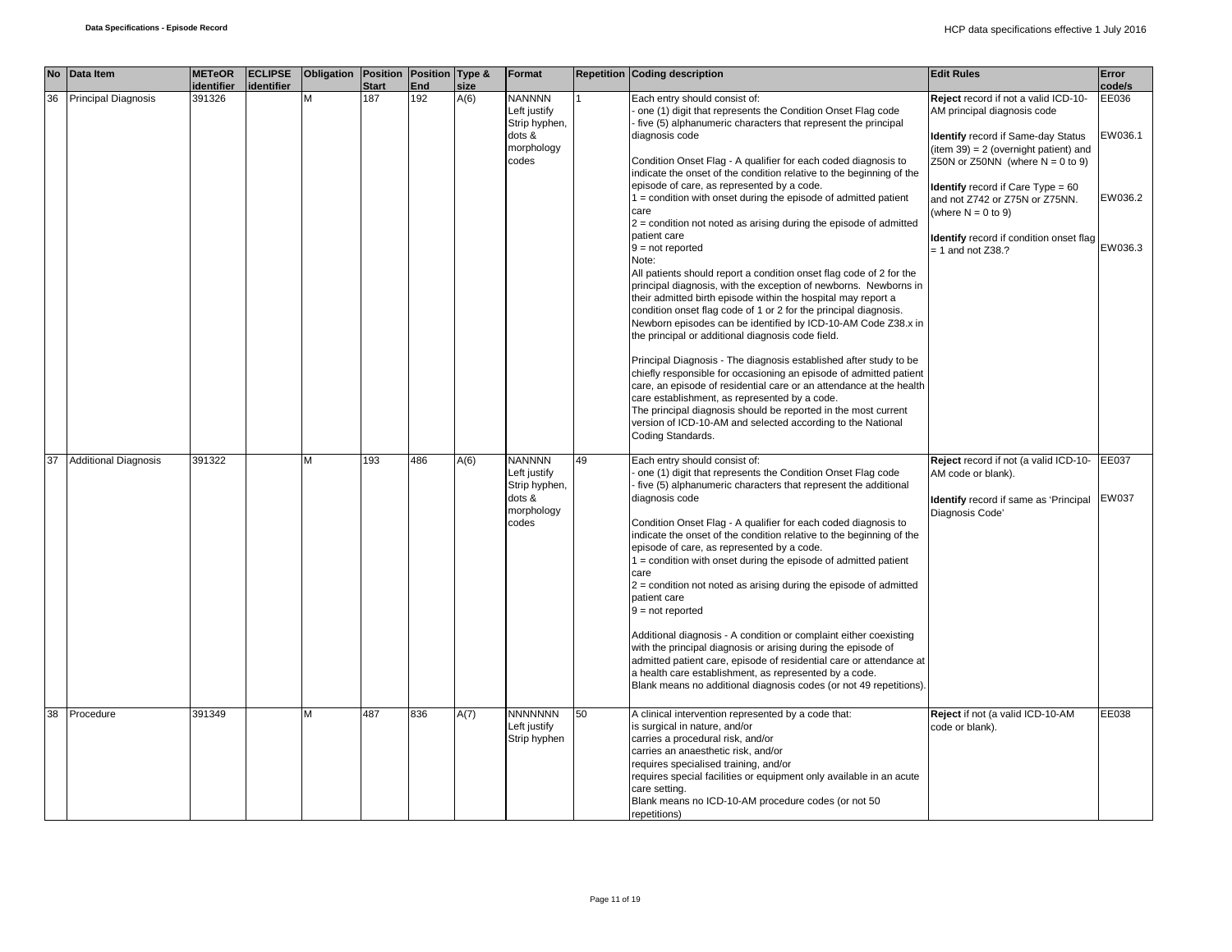| No | Data Item | METeOR identifier | ECLIPSE identifier | Obligation | Position Start | Position End | Type & size | Format | Repetition | Coding description | Edit Rules | Error code/s |
|---|---|---|---|---|---|---|---|---|---|---|---|---|
| 36 | Principal Diagnosis | 391326 | | M | 187 | 192 | A(6) | NANNNN Left justify Strip hyphen, dots & morphology codes | 1 | Each entry should consist of:<br>- one (1) digit that represents the Condition Onset Flag code<br>- five (5) alphanumeric characters that represent the principal diagnosis code<br><br>Condition Onset Flag - A qualifier for each coded diagnosis to indicate the onset of the condition relative to the beginning of the episode of care, as represented by a code.<br>1 = condition with onset during the episode of admitted patient care<br>2 = condition not noted as arising during the episode of admitted patient care<br>9 = not reported<br>Note:<br>All patients should report a condition onset flag code of 2 for the principal diagnosis, with the exception of newborns. Newborns in their admitted birth episode within the hospital may report a condition onset flag code of 1 or 2 for the principal diagnosis. Newborn episodes can be identified by ICD-10-AM Code Z38.x in the principal or additional diagnosis code field.<br><br>Principal Diagnosis - The diagnosis established after study to be chiefly responsible for occasioning an episode of admitted patient care, an episode of residential care or an attendance at the health care establishment, as represented by a code.<br>The principal diagnosis should be reported in the most current version of ICD-10-AM and selected according to the National Coding Standards. | **Reject** record if not a valid ICD-10-AM principal diagnosis code<br><br>**Identify** record if Same-day Status (item 39) = 2 (overnight patient) and Z50N or Z50NN (where N = 0 to 9)<br><br>**Identify** record if Care Type = 60 and not Z742 or Z75N or Z75NN. (where N = 0 to 9)<br><br>**Identify** record if condition onset flag = 1 and not Z38.? | EE036<br><br>EW036.1<br><br>EW036.2<br><br>EW036.3 |
| 37 | Additional Diagnosis | 391322 | | M | 193 | 486 | A(6) | NANNNN Left justify Strip hyphen, dots & morphology codes | 49 | Each entry should consist of:<br>- one (1) digit that represents the Condition Onset Flag code<br>- five (5) alphanumeric characters that represent the additional diagnosis code<br><br>Condition Onset Flag - A qualifier for each coded diagnosis to indicate the onset of the condition relative to the beginning of the episode of care, as represented by a code.<br>1 = condition with onset during the episode of admitted patient care<br>2 = condition not noted as arising during the episode of admitted patient care<br>9 = not reported<br><br>Additional diagnosis - A condition or complaint either coexisting with the principal diagnosis or arising during the episode of admitted patient care, episode of residential care or attendance at a health care establishment, as represented by a code.<br>Blank means no additional diagnosis codes (or not 49 repetitions). | **Reject** record if not (a valid ICD-10-AM code or blank).<br><br>**Identify** record if same as 'Principal Diagnosis Code' | EE037<br><br>EW037 |
| 38 | Procedure | 391349 | | M | 487 | 836 | A(7) | NNNNNNN Left justify Strip hyphen | 50 | A clinical intervention represented by a code that:<br>is surgical in nature, and/or<br>carries a procedural risk, and/or<br>carries an anaesthetic risk, and/or<br>requires specialised training, and/or<br>requires special facilities or equipment only available in an acute care setting.<br>Blank means no ICD-10-AM procedure codes (or not 50 repetitions) | **Reject** if not (a valid ICD-10-AM code or blank). | EE038 |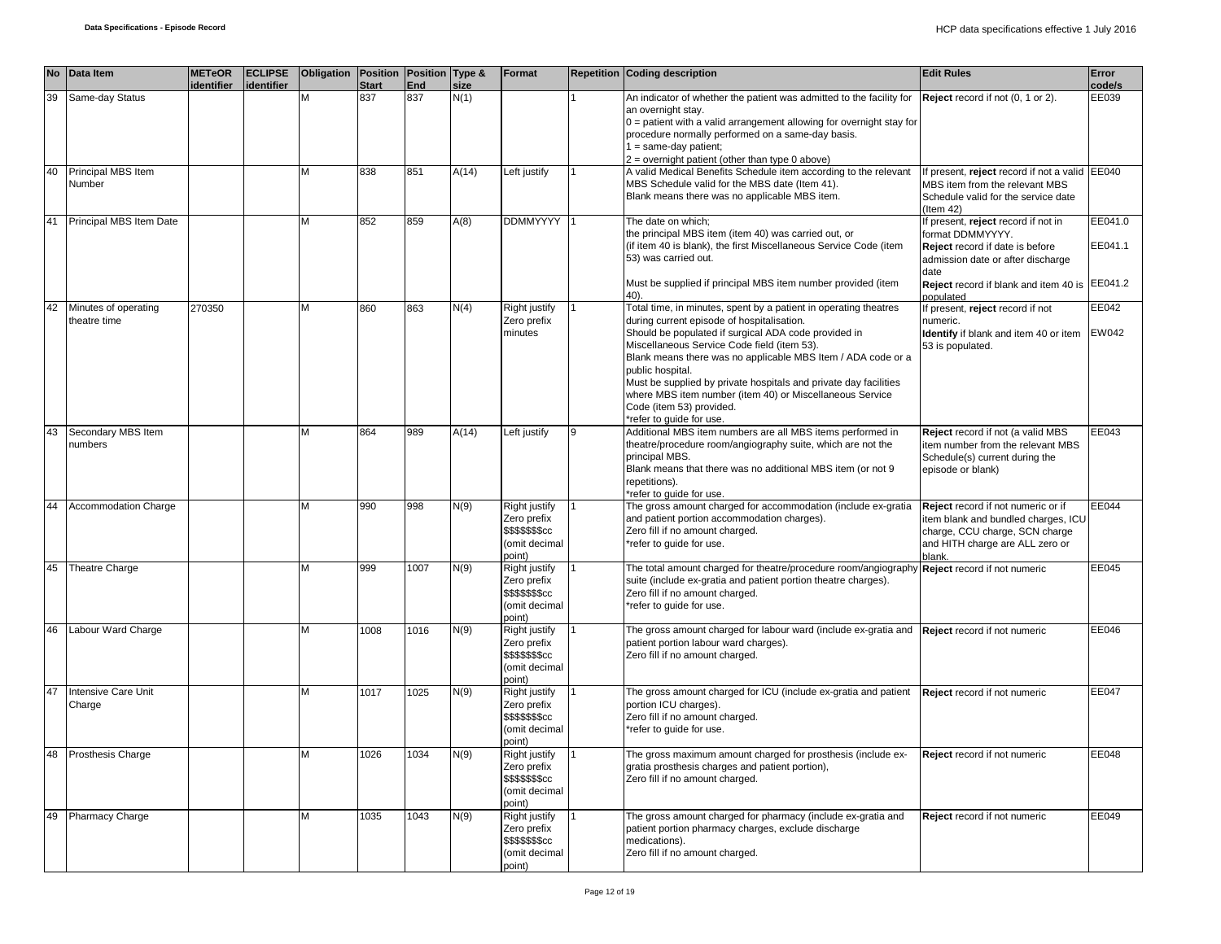| No | Data Item | METeOR identifier | ECLIPSE identifier | Obligation | Position Start | Position End | Type & size | Format | Repetition | Coding description | Edit Rules | Error code/s |
|---|---|---|---|---|---|---|---|---|---|---|---|---|
| 39 | Same-day Status | | | M | 837 | 837 | N(1) | | 1 | An indicator of whether the patient was admitted to the facility for an overnight stay.<br>0 = patient with a valid arrangement allowing for overnight stay for procedure normally performed on a same-day basis.<br>1 = same-day patient;<br>2 = overnight patient (other than type 0 above) | **Reject** record if not (0, 1 or 2). | EE039 |
| 40 | Principal MBS Item Number | | | M | 838 | 851 | A(14) | Left justify | 1 | A valid Medical Benefits Schedule item according to the relevant MBS Schedule valid for the MBS date (Item 41).<br>Blank means there was no applicable MBS item. | If present, **reject** record if not a valid MBS item from the relevant MBS Schedule valid for the service date (Item 42) | EE040 |
| 41 | Principal MBS Item Date | | | M | 852 | 859 | A(8) | DDMMYYYY | 1 | The date on which;<br>the principal MBS item (item 40) was carried out, or<br>(if item 40 is blank), the first Miscellaneous Service Code (item 53) was carried out.<br><br>Must be supplied if principal MBS item number provided (item 40). | If present, **reject** record if not in format DDMMYYYY.<br>**Reject** record if date is before admission date or after discharge date<br>**Reject** record if blank and item 40 is populated | EE041.0<br>EE041.1<br>EE041.2 |
| 42 | Minutes of operating theatre time | 270350 | | M | 860 | 863 | N(4) | Right justify Zero prefix minutes | 1 | Total time, in minutes, spent by a patient in operating theatres during current episode of hospitalisation.<br>Should be populated if surgical ADA code provided in Miscellaneous Service Code field (item 53).<br>Blank means there was no applicable MBS Item / ADA code or a public hospital.<br>Must be supplied by private hospitals and private day facilities where MBS item number (item 40) or Miscellaneous Service Code (item 53) provided.<br>*refer to guide for use. | If present, **reject** record if not numeric.<br>**Identify** if blank and item 40 or item 53 is populated. | EE042<br>EW042 |
| 43 | Secondary MBS Item numbers | | | M | 864 | 989 | A(14) | Left justify | 9 | Additional MBS item numbers are all MBS items performed in theatre/procedure room/angiography suite, which are not the principal MBS.<br>Blank means that there was no additional MBS item (or not 9 repetitions).<br>*refer to guide for use. | **Reject** record if not (a valid MBS item number from the relevant MBS Schedule(s) current during the episode or blank) | EE043 |
| 44 | Accommodation Charge | | | M | 990 | 998 | N(9) | Right justify Zero prefix $$$$$$$cc (omit decimal point) | 1 | The gross amount charged for accommodation (include ex-gratia and patient portion accommodation charges).<br>Zero fill if no amount charged.<br>*refer to guide for use. | **Reject** record if not numeric or if item blank and bundled charges, ICU charge, CCU charge, SCN charge and HITH charge are ALL zero or blank. | EE044 |
| 45 | Theatre Charge | | | M | 999 | 1007 | N(9) | Right justify Zero prefix $$$$$$$cc (omit decimal point) | 1 | The total amount charged for theatre/procedure room/angiography suite (include ex-gratia and patient portion theatre charges).<br>Zero fill if no amount charged.<br>*refer to guide for use. | **Reject** record if not numeric | EE045 |
| 46 | Labour Ward Charge | | | M | 1008 | 1016 | N(9) | Right justify Zero prefix $$$$$$$cc (omit decimal point) | 1 | The gross amount charged for labour ward (include ex-gratia and patient portion labour ward charges).<br>Zero fill if no amount charged. | **Reject** record if not numeric | EE046 |
| 47 | Intensive Care Unit Charge | | | M | 1017 | 1025 | N(9) | Right justify Zero prefix $$$$$$$cc (omit decimal point) | 1 | The gross amount charged for ICU (include ex-gratia and patient portion ICU charges).<br>Zero fill if no amount charged.<br>*refer to guide for use. | **Reject** record if not numeric | EE047 |
| 48 | Prosthesis Charge | | | M | 1026 | 1034 | N(9) | Right justify Zero prefix $$$$$$$cc (omit decimal point) | 1 | The gross maximum amount charged for prosthesis (include ex-gratia prosthesis charges and patient portion),<br>Zero fill if no amount charged. | **Reject** record if not numeric | EE048 |
| 49 | Pharmacy Charge | | | M | 1035 | 1043 | N(9) | Right justify Zero prefix $$$$$$$cc (omit decimal point) | 1 | The gross amount charged for pharmacy (include ex-gratia and patient portion pharmacy charges, exclude discharge medications).<br>Zero fill if no amount charged. | **Reject** record if not numeric | EE049 |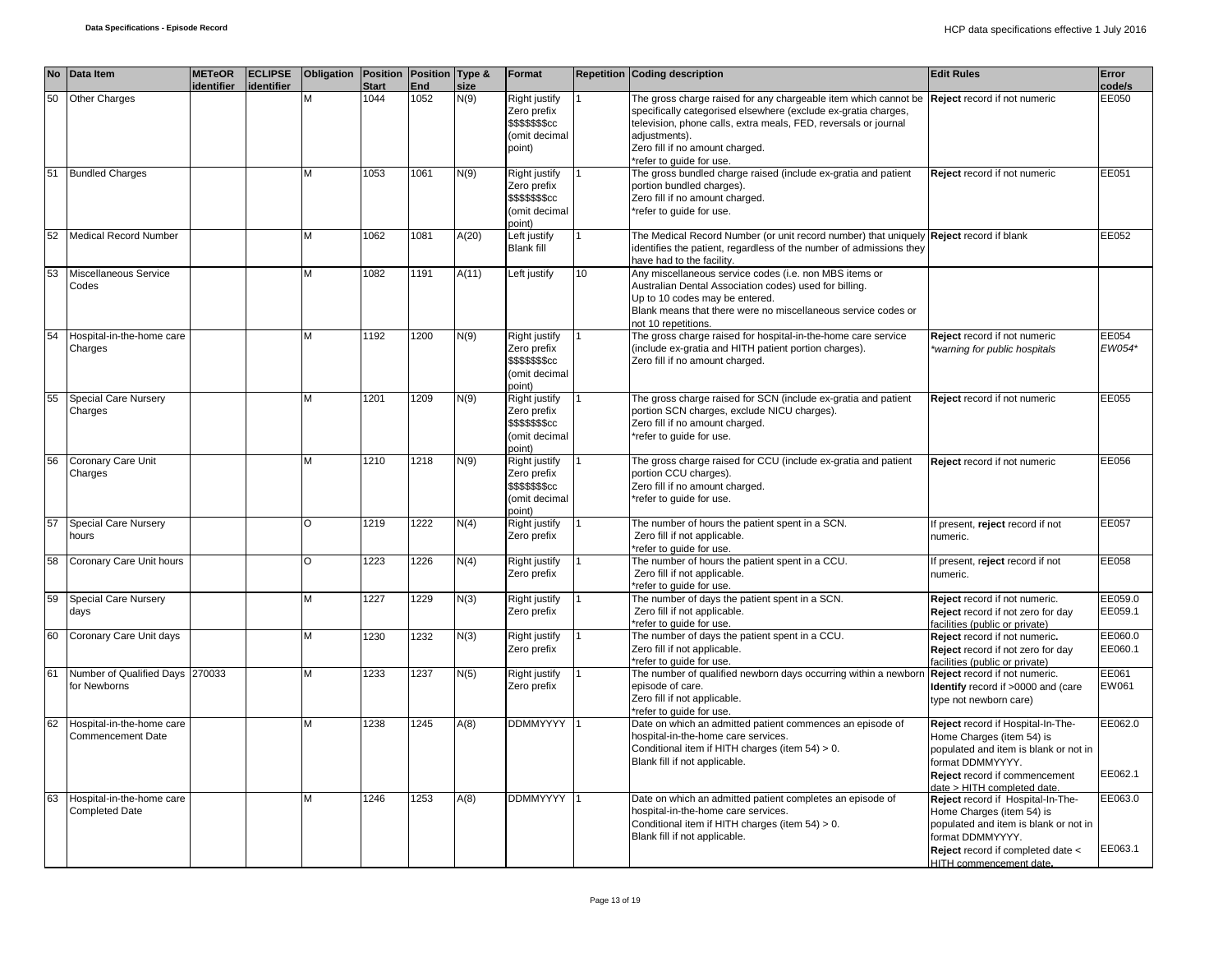| No | Data Item | METeOR identifier | ECLIPSE identifier | Obligation | Position Start | Position End | Type & size | Format | Repetition | Coding description | Edit Rules | Error code/s |
|---|---|---|---|---|---|---|---|---|---|---|---|---|
| 50 | Other Charges | | | M | 1044 | 1052 | N(9) | Right justify Zero prefix $$$$$$$cc (omit decimal point) | 1 | The gross charge raised for any chargeable item which cannot be specifically categorised elsewhere (exclude ex-gratia charges, television, phone calls, extra meals, FED, reversals or journal adjustments).<br>Zero fill if no amount charged.<br>*refer to guide for use. | **Reject** record if not numeric | EE050 |
| 51 | Bundled Charges | | | M | 1053 | 1061 | N(9) | Right justify Zero prefix $$$$$$$cc (omit decimal point) | 1 | The gross bundled charge raised (include ex-gratia and patient portion bundled charges).<br>Zero fill if no amount charged.<br>*refer to guide for use. | **Reject** record if not numeric | EE051 |
| 52 | Medical Record Number | | | M | 1062 | 1081 | A(20) | Left justify Blank fill | 1 | The Medical Record Number (or unit record number) that uniquely identifies the patient, regardless of the number of admissions they have had to the facility. | **Reject** record if blank | EE052 |
| 53 | Miscellaneous Service Codes | | | M | 1082 | 1191 | A(11) | Left justify | 10 | Any miscellaneous service codes (i.e. non MBS items or Australian Dental Association codes) used for billing.<br>Up to 10 codes may be entered.<br>Blank means that there were no miscellaneous service codes or not 10 repetitions. | | |
| 54 | Hospital-in-the-home care Charges | | | M | 1192 | 1200 | N(9) | Right justify Zero prefix $$$$$$$cc (omit decimal point) | 1 | The gross charge raised for hospital-in-the-home care service (include ex-gratia and HITH patient portion charges).<br>Zero fill if no amount charged. | **Reject** record if not numeric<br>*\*warning for public hospitals* | EE054<br>*EW054\** |
| 55 | Special Care Nursery Charges | | | M | 1201 | 1209 | N(9) | Right justify Zero prefix $$$$$$$cc (omit decimal point) | 1 | The gross charge raised for SCN (include ex-gratia and patient portion SCN charges, exclude NICU charges).<br>Zero fill if no amount charged.<br>*refer to guide for use. | **Reject** record if not numeric | EE055 |
| 56 | Coronary Care Unit Charges | | | M | 1210 | 1218 | N(9) | Right justify Zero prefix $$$$$$$cc (omit decimal point) | 1 | The gross charge raised for CCU (include ex-gratia and patient portion CCU charges).<br>Zero fill if no amount charged.<br>*refer to guide for use. | **Reject** record if not numeric | EE056 |
| 57 | Special Care Nursery hours | | | O | 1219 | 1222 | N(4) | Right justify Zero prefix | 1 | The number of hours the patient spent in a SCN.<br>Zero fill if not applicable.<br>*refer to guide for use. | If present, **reject** record if not numeric. | EE057 |
| 58 | Coronary Care Unit hours | | | O | 1223 | 1226 | N(4) | Right justify Zero prefix | 1 | The number of hours the patient spent in a CCU.<br>Zero fill if not applicable.<br>*refer to guide for use. | If present, r**eject** record if not numeric. | EE058 |
| 59 | Special Care Nursery days | | | M | 1227 | 1229 | N(3) | Right justify Zero prefix | 1 | The number of days the patient spent in a SCN.<br>Zero fill if not applicable.<br>*refer to guide for use. | **Reject** record if not numeric.<br>**Reject** record if not zero for day facilities (public or private) | EE059.0<br>EE059.1 |
| 60 | Coronary Care Unit days | | | M | 1230 | 1232 | N(3) | Right justify Zero prefix | 1 | The number of days the patient spent in a CCU.<br>Zero fill if not applicable.<br>*refer to guide for use. | **Reject** record if not numeric**.**<br>**Reject** record if not zero for day facilities (public or private) | EE060.0<br>EE060.1 |
| 61 | Number of Qualified Days for Newborns | 270033 | | M | 1233 | 1237 | N(5) | Right justify Zero prefix | 1 | The number of qualified newborn days occurring within a newborn episode of care.<br>Zero fill if not applicable.<br>*refer to guide for use. | **Reject** record if not numeric.<br>**Identify** record if >0000 and (care type not newborn care) | EE061<br>EW061 |
| 62 | Hospital-in-the-home care Commencement Date | | | M | 1238 | 1245 | A(8) | DDMMYYYY | 1 | Date on which an admitted patient commences an episode of hospital-in-the-home care services.<br>Conditional item if HITH charges (item 54) > 0.<br>Blank fill if not applicable. | **Reject** record if Hospital-In-The-Home Charges (item 54) is populated and item is blank or not in format DDMMYYYY.<br>**Reject** record if commencement date > HITH completed date. | EE062.0<br>EE062.1 |
| 63 | Hospital-in-the-home care Completed Date | | | M | 1246 | 1253 | A(8) | DDMMYYYY | 1 | Date on which an admitted patient completes an episode of hospital-in-the-home care services.<br>Conditional item if HITH charges (item 54) > 0.<br>Blank fill if not applicable. | **Reject** record if Hospital-In-The-Home Charges (item 54) is populated and item is blank or not in format DDMMYYYY.<br>**Reject** record if completed date < HITH commencement date**.** | EE063.0<br>EE063.1 |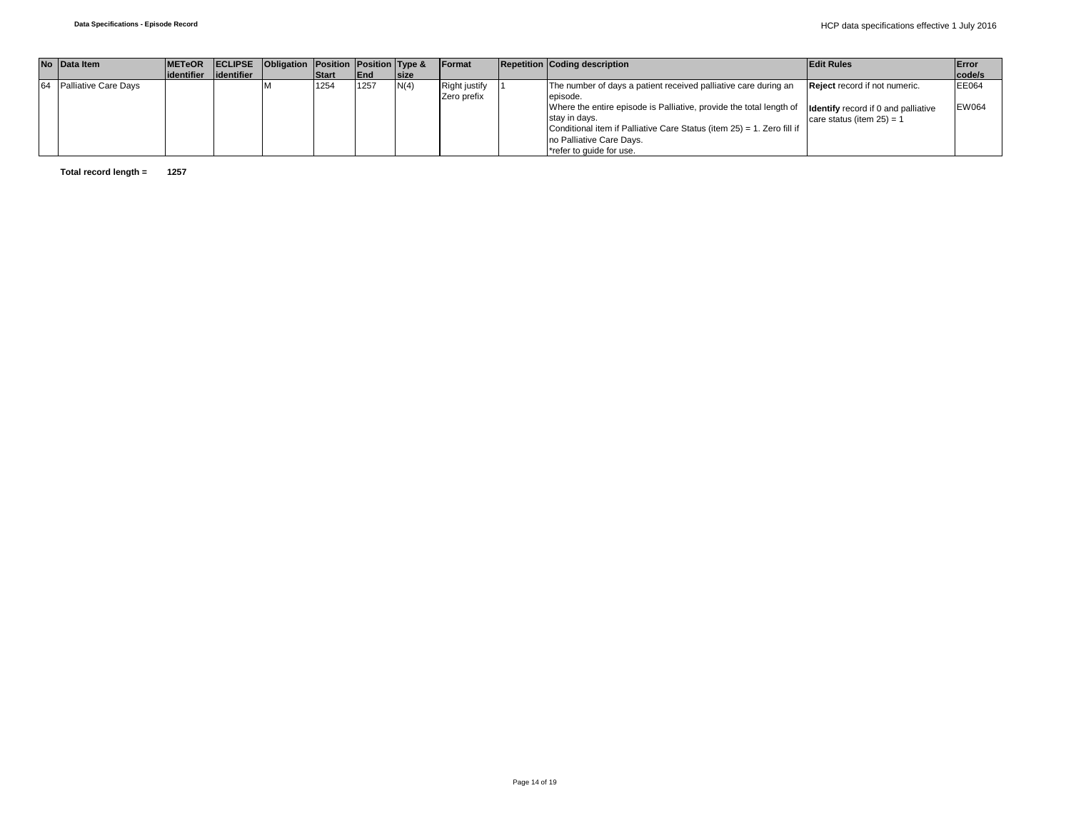| No | Data Item | METeOR identifier | ECLIPSE identifier | Obligation | Position Start | Position End | Type & size | Format | Repetition | Coding description | Edit Rules | Error code/s |
|---|---|---|---|---|---|---|---|---|---|---|---|---|
| 64 | Palliative Care Days | | | M | 1254 | 1257 | N(4) | Right justify Zero prefix | 1 | The number of days a patient received palliative care during an episode.<br>Where the entire episode is Palliative, provide the total length of stay in days.<br>Conditional item if Palliative Care Status (item 25) = 1. Zero fill if no Palliative Care Days.<br>*refer to guide for use. | **Reject** record if not numeric.<br><br>**Identify** record if 0 and palliative care status (item 25) = 1 | EE064<br><br>EW064 |

**Total record length = 1257**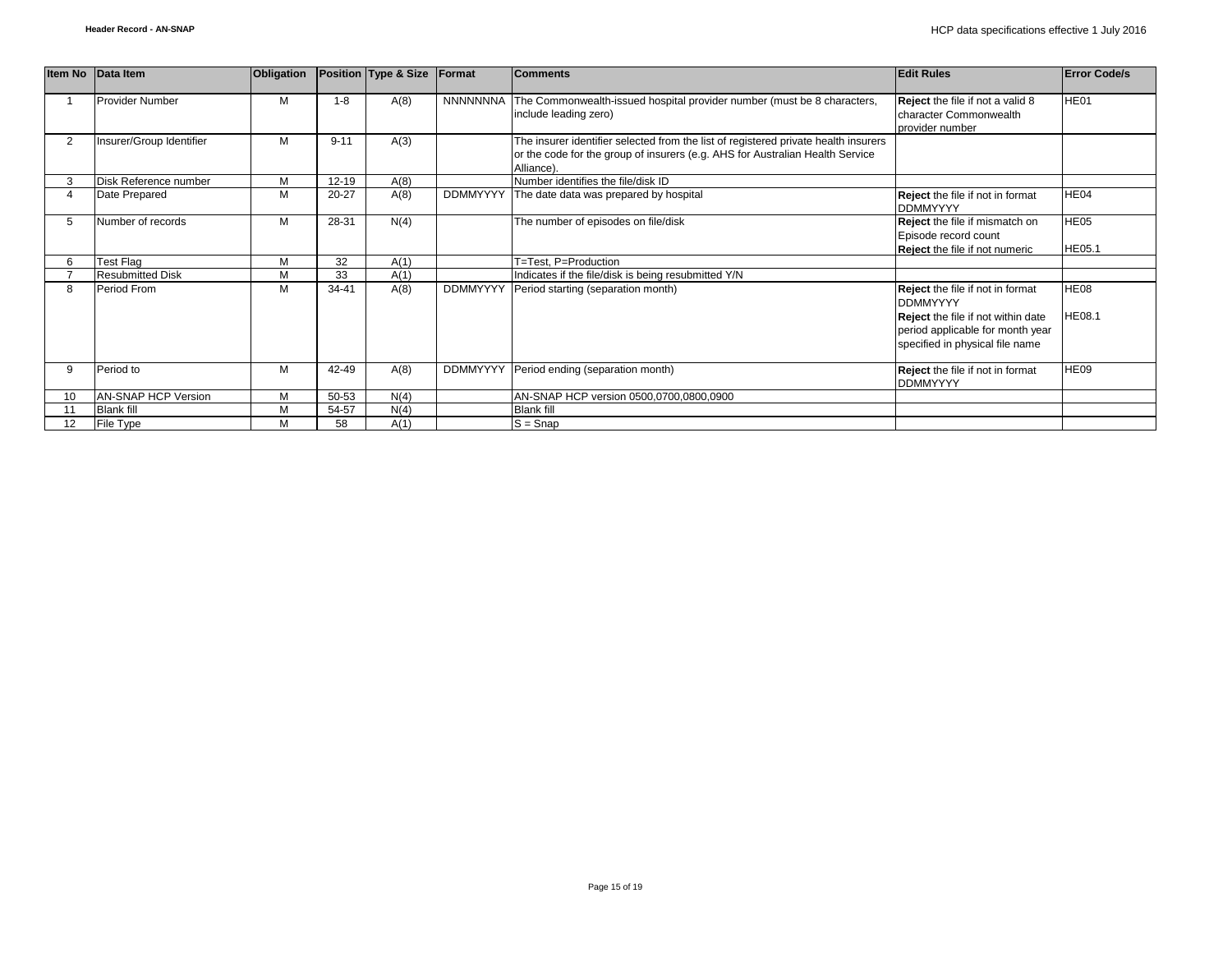| Item No | Data Item | Obligation | Position | Type & Size | Format | Comments | Edit Rules | Error Code/s |
|---|---|---|---|---|---|---|---|---|
| 1 | Provider Number | M | 1-8 | A(8) | NNNNNNNA | The Commonwealth-issued hospital provider number (must be 8 characters, include leading zero) | **Reject** the file if not a valid 8 character Commonwealth provider number | HE01 |
| 2 | Insurer/Group Identifier | M | 9-11 | A(3) | | The insurer identifier selected from the list of registered private health insurers or the code for the group of insurers (e.g. AHS for Australian Health Service Alliance). | | |
| 3 | Disk Reference number | M | 12-19 | A(8) | | Number identifies the file/disk ID | | |
| 4 | Date Prepared | M | 20-27 | A(8) | DDMMYYYY | The date data was prepared by hospital | **Reject** the file if not in format DDMMYYYY | HE04 |
| 5 | Number of records | M | 28-31 | N(4) | | The number of episodes on file/disk | **Reject** the file if mismatch on Episode record count<br>**Reject** the file if not numeric | HE05<br>HE05.1 |
| 6 | Test Flag | M | 32 | A(1) | | T=Test, P=Production | | |
| 7 | Resubmitted Disk | M | 33 | A(1) | | Indicates if the file/disk is being resubmitted Y/N | | |
| 8 | Period From | M | 34-41 | A(8) | DDMMYYYY | Period starting (separation month) | **Reject** the file if not in format DDMMYYYY<br>**Reject** the file if not within date period applicable for month year specified in physical file name | HE08<br>HE08.1 |
| 9 | Period to | M | 42-49 | A(8) | DDMMYYYY | Period ending (separation month) | **Reject** the file if not in format DDMMYYYY | HE09 |
| 10 | AN-SNAP HCP Version | M | 50-53 | N(4) | | AN-SNAP HCP version 0500,0700,0800,0900 | | |
| 11 | Blank fill | M | 54-57 | N(4) | | Blank fill | | |
| 12 | File Type | M | 58 | A(1) | | S = Snap | | |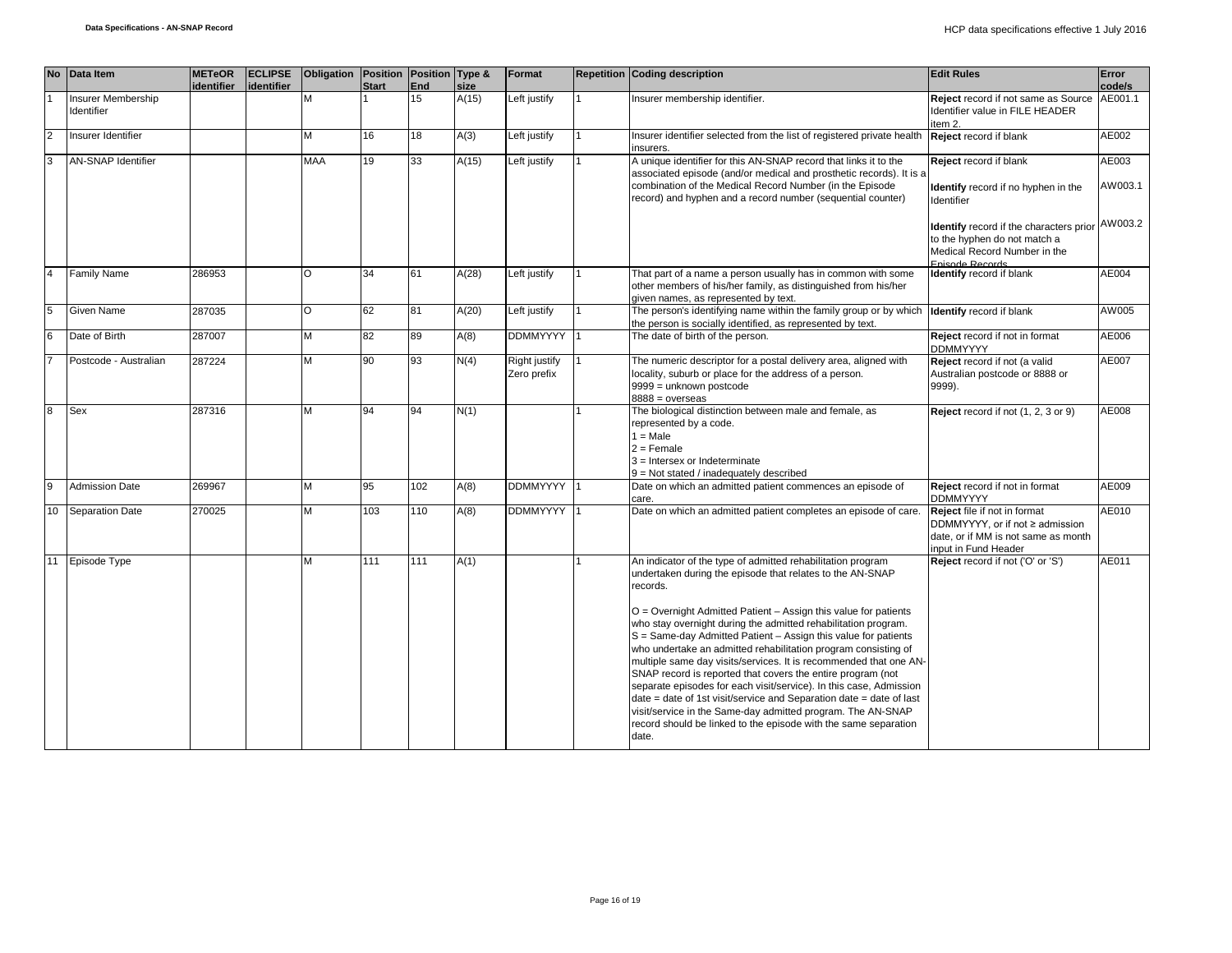| No | Data Item | METeOR identifier | ECLIPSE identifier | Obligation | Position Start | Position End | Type & size | Format | Repetition | Coding description | Edit Rules | Error code/s |
|---|---|---|---|---|---|---|---|---|---|---|---|---|
| 1 | Insurer Membership Identifier | | | M | 1 | 15 | A(15) | Left justify | 1 | Insurer membership identifier. | **Reject** record if not same as Source Identifier value in FILE HEADER item 2. | AE001.1 |
| 2 | Insurer Identifier | | | M | 16 | 18 | A(3) | Left justify | 1 | Insurer identifier selected from the list of registered private health insurers. | **Reject** record if blank | AE002 |
| 3 | AN-SNAP Identifier | | | MAA | 19 | 33 | A(15) | Left justify | 1 | A unique identifier for this AN-SNAP record that links it to the associated episode (and/or medical and prosthetic records). It is a combination of the Medical Record Number (in the Episode record) and hyphen and a record number (sequential counter) | **Reject** record if blank<br><br>**Identify** record if no hyphen in the Identifier<br><br>**Identify** record if the characters prior to the hyphen do not match a Medical Record Number in the Episode Records | AE003<br><br>AW003.1<br><br>AW003.2 |
| 4 | Family Name | 286953 | | O | 34 | 61 | A(28) | Left justify | 1 | That part of a name a person usually has in common with some other members of his/her family, as distinguished from his/her given names, as represented by text. | **Identify** record if blank | AE004 |
| 5 | Given Name | 287035 | | O | 62 | 81 | A(20) | Left justify | 1 | The person's identifying name within the family group or by which the person is socially identified, as represented by text. | **Identify** record if blank | AW005 |
| 6 | Date of Birth | 287007 | | M | 82 | 89 | A(8) | DDMMYYYY | 1 | The date of birth of the person. | **Reject** record if not in format DDMMYYYY | AE006 |
| 7 | Postcode - Australian | 287224 | | M | 90 | 93 | N(4) | Right justify Zero prefix | 1 | The numeric descriptor for a postal delivery area, aligned with locality, suburb or place for the address of a person.<br>9999 = unknown postcode<br>8888 = overseas | **Reject** record if not (a valid Australian postcode or 8888 or 9999). | AE007 |
| 8 | Sex | 287316 | | M | 94 | 94 | N(1) | | 1 | The biological distinction between male and female, as represented by a code.<br>1 = Male<br>2 = Female<br>3 = Intersex or Indeterminate<br>9 = Not stated / inadequately described | **Reject** record if not (1, 2, 3 or 9) | AE008 |
| 9 | Admission Date | 269967 | | M | 95 | 102 | A(8) | DDMMYYYY | 1 | Date on which an admitted patient commences an episode of care. | **Reject** record if not in format DDMMYYYY | AE009 |
| 10 | Separation Date | 270025 | | M | 103 | 110 | A(8) | DDMMYYYY | 1 | Date on which an admitted patient completes an episode of care. | **Reject** file if not in format DDMMYYYY, or if not ≥ admission date, or if MM is not same as month input in Fund Header | AE010 |
| 11 | Episode Type | | | M | 111 | 111 | A(1) | | 1 | An indicator of the type of admitted rehabilitation program undertaken during the episode that relates to the AN-SNAP records.<br><br>O = Overnight Admitted Patient – Assign this value for patients who stay overnight during the admitted rehabilitation program.<br>S = Same-day Admitted Patient – Assign this value for patients who undertake an admitted rehabilitation program consisting of multiple same day visits/services. It is recommended that one AN-SNAP record is reported that covers the entire program (not separate episodes for each visit/service). In this case, Admission date = date of 1st visit/service and Separation date = date of last visit/service in the Same-day admitted program. The AN-SNAP record should be linked to the episode with the same separation date. | **Reject** record if not ('O' or 'S') | AE011 |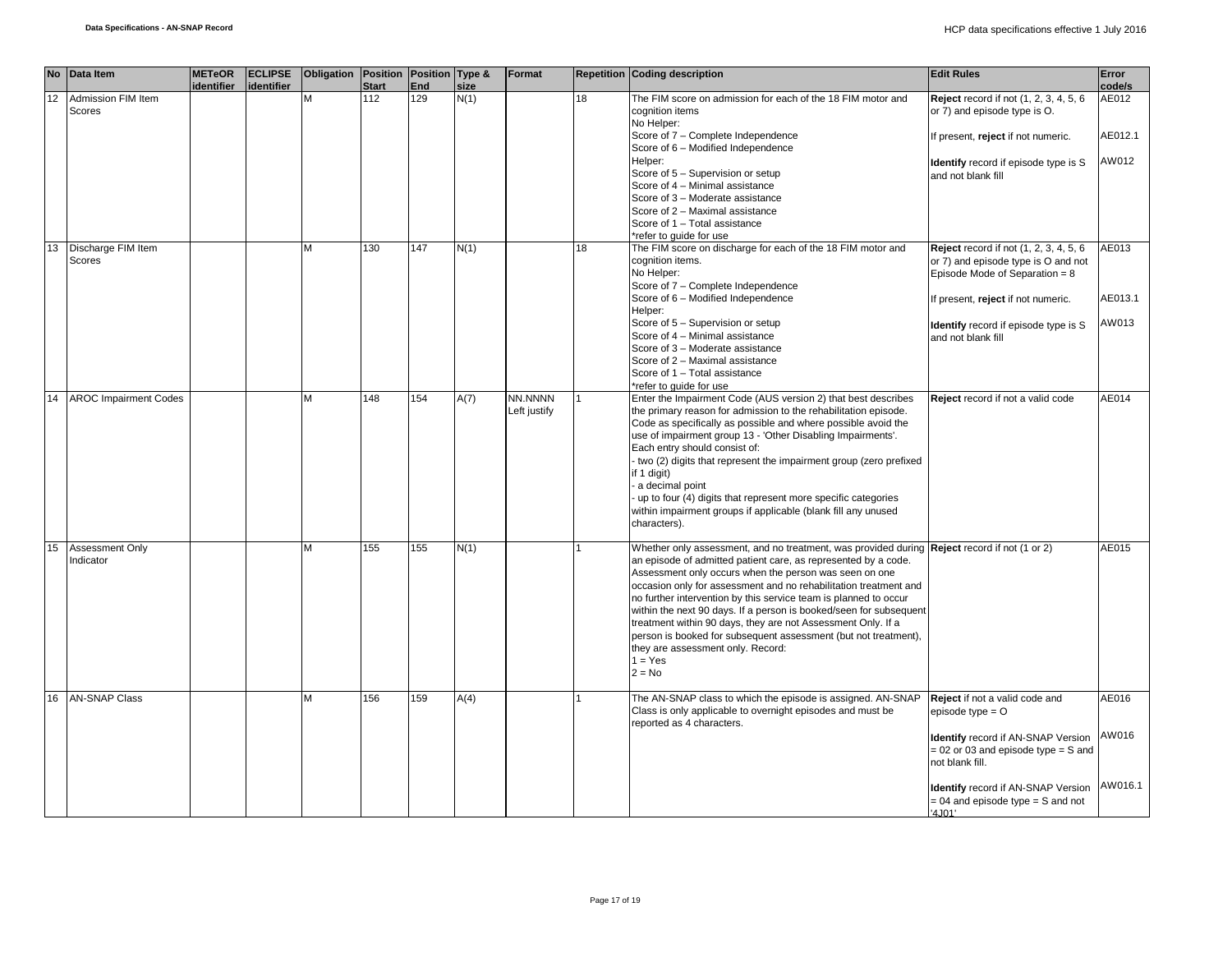| No | Data Item | METeOR identifier | ECLIPSE identifier | Obligation | Position Start | Position End | Type & size | Format | Repetition | Coding description | Edit Rules | Error code/s |
|---|---|---|---|---|---|---|---|---|---|---|---|---|
| 12 | Admission FIM Item Scores | | | M | 112 | 129 | N(1) | | 18 | The FIM score on admission for each of the 18 FIM motor and cognition items<br>No Helper:<br>Score of 7 – Complete Independence<br>Score of 6 – Modified Independence<br>Helper:<br>Score of 5 – Supervision or setup<br>Score of 4 – Minimal assistance<br>Score of 3 – Moderate assistance<br>Score of 2 – Maximal assistance<br>Score of 1 – Total assistance<br>*refer to guide for use | **Reject** record if not (1, 2, 3, 4, 5, 6 or 7) and episode type is O.<br><br>If present, **reject** if not numeric.<br><br>**Identify** record if episode type is S and not blank fill | AE012<br><br>AE012.1<br><br>AW012 |
| 13 | Discharge FIM Item Scores | | | M | 130 | 147 | N(1) | | 18 | The FIM score on discharge for each of the 18 FIM motor and cognition items.<br>No Helper:<br>Score of 7 – Complete Independence<br>Score of 6 – Modified Independence<br>Helper:<br>Score of 5 – Supervision or setup<br>Score of 4 – Minimal assistance<br>Score of 3 – Moderate assistance<br>Score of 2 – Maximal assistance<br>Score of 1 – Total assistance<br>*refer to guide for use | **Reject** record if not (1, 2, 3, 4, 5, 6 or 7) and episode type is O and not Episode Mode of Separation = 8<br><br>If present, **reject** if not numeric.<br><br>**Identify** record if episode type is S and not blank fill | AE013<br><br>AE013.1<br><br>AW013 |
| 14 | AROC Impairment Codes | | | M | 148 | 154 | A(7) | NN.NNNN Left justify | 1 | Enter the Impairment Code (AUS version 2) that best describes the primary reason for admission to the rehabilitation episode. Code as specifically as possible and where possible avoid the use of impairment group 13 - 'Other Disabling Impairments'.<br>Each entry should consist of:<br>- two (2) digits that represent the impairment group (zero prefixed if 1 digit)<br>- a decimal point<br>- up to four (4) digits that represent more specific categories within impairment groups if applicable (blank fill any unused characters). | **Reject** record if not a valid code | AE014 |
| 15 | Assessment Only Indicator | | | M | 155 | 155 | N(1) | | 1 | Whether only assessment, and no treatment, was provided during an episode of admitted patient care, as represented by a code. Assessment only occurs when the person was seen on one occasion only for assessment and no rehabilitation treatment and no further intervention by this service team is planned to occur within the next 90 days. If a person is booked/seen for subsequent treatment within 90 days, they are not Assessment Only. If a person is booked for subsequent assessment (but not treatment), they are assessment only. Record:<br>1 = Yes<br>2 = No | **Reject** record if not (1 or 2) | AE015 |
| 16 | AN-SNAP Class | | | M | 156 | 159 | A(4) | | 1 | The AN-SNAP class to which the episode is assigned. AN-SNAP Class is only applicable to overnight episodes and must be reported as 4 characters. | **Reject** if not a valid code and episode type = O<br><br>**Identify** record if AN-SNAP Version = 02 or 03 and episode type = S and not blank fill.<br><br>**Identify** record if AN-SNAP Version = 04 and episode type = S and not '4J01' | AE016<br><br>AW016<br><br>AW016.1 |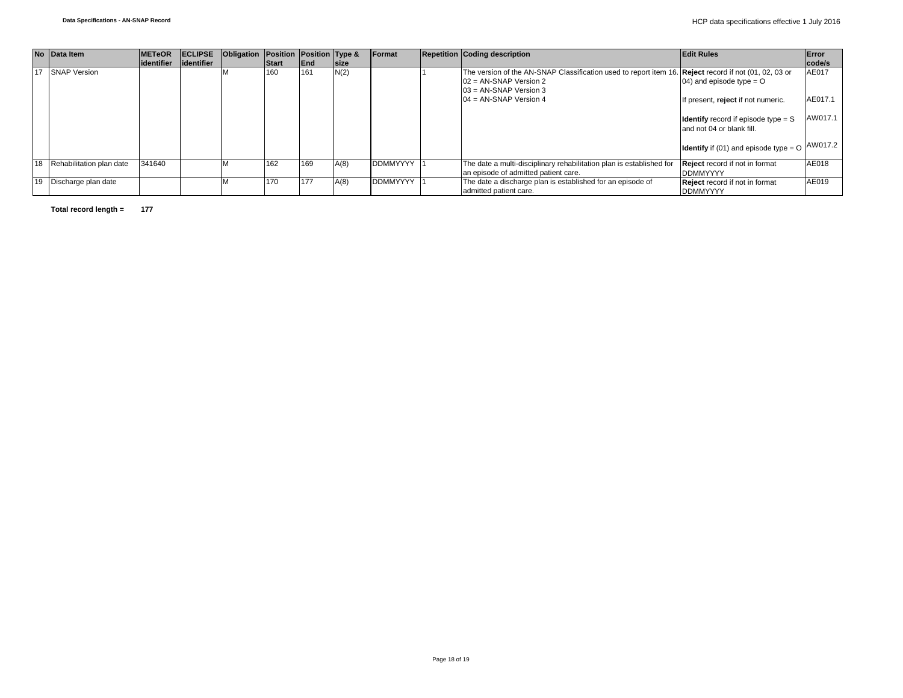| No | Data Item | METeOR identifier | ECLIPSE identifier | Obligation | Position Start | Position End | Type & size | Format | Repetition | Coding description | Edit Rules | Error code/s |
|---|---|---|---|---|---|---|---|---|---|---|---|---|
| 17 | SNAP Version | | | M | 160 | 161 | N(2) | | 1 | The version of the AN-SNAP Classification used to report item 16.<br>02 = AN-SNAP Version 2<br>03 = AN-SNAP Version 3<br>04 = AN-SNAP Version 4 | **Reject** record if not (01, 02, 03 or 04) and episode type = O<br><br>If present, **reject** if not numeric.<br><br>**Identify** record if episode type = S and not 04 or blank fill.<br><br>**Identify** if (01) and episode type = O | AE017<br><br>AE017.1<br><br>AW017.1<br><br>AW017.2 |
| 18 | Rehabilitation plan date | 341640 | | M | 162 | 169 | A(8) | DDMMYYYY | 1 | The date a multi-disciplinary rehabilitation plan is established for an episode of admitted patient care. | **Reject** record if not in format DDMMYYYY | AE018 |
| 19 | Discharge plan date | | | M | 170 | 177 | A(8) | DDMMYYYY | 1 | The date a discharge plan is established for an episode of admitted patient care. | **Reject** record if not in format DDMMYYYY | AE019 |

**Total record length = 177**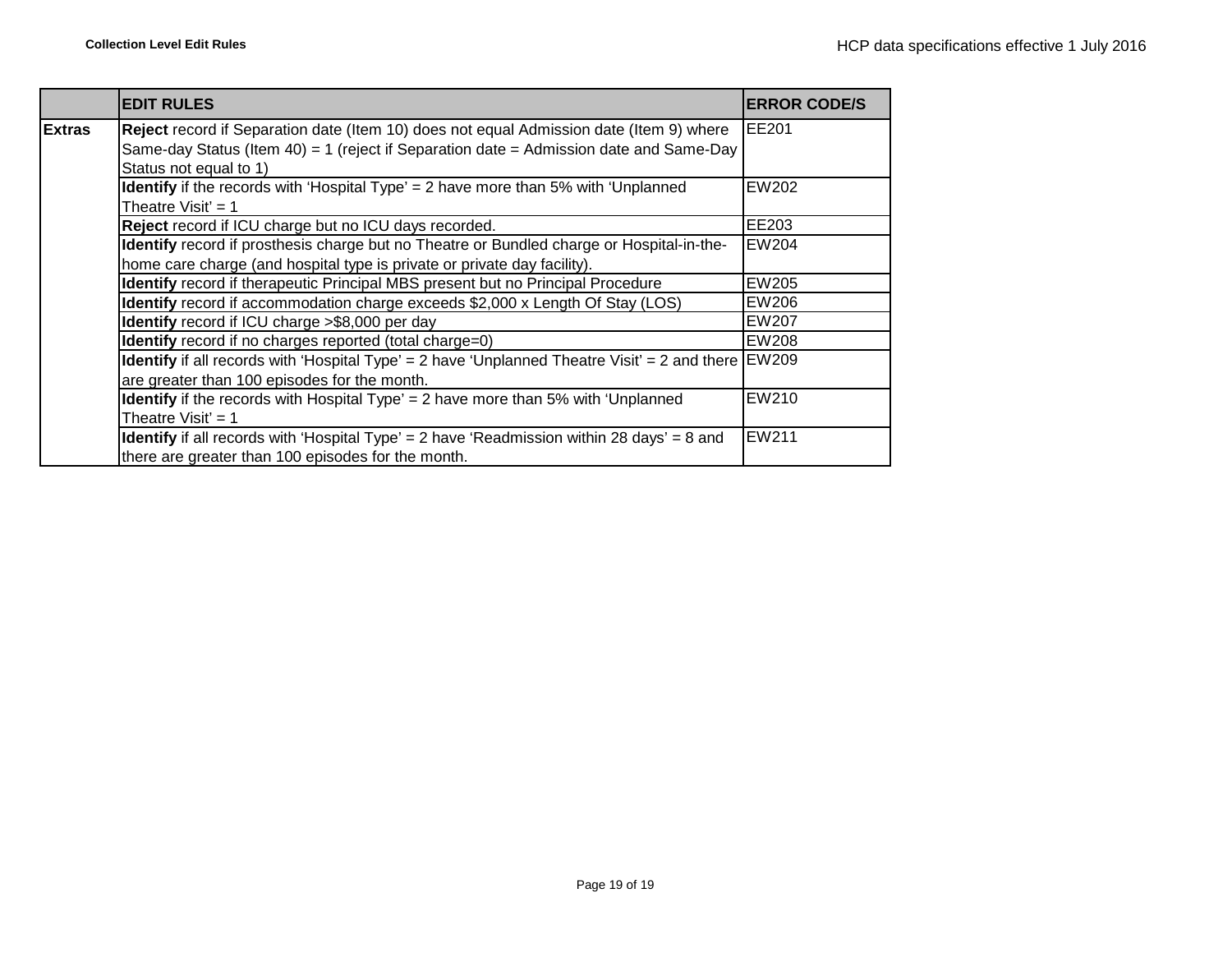| | EDIT RULES | ERROR CODE/S |
|---|---|---|
| Extras | **Reject** record if Separation date (Item 10) does not equal Admission date (Item 9) where Same-day Status (Item 40) = 1 (reject if Separation date = Admission date and Same-Day Status not equal to 1) | EE201 |
| | **Identify** if the records with 'Hospital Type' = 2 have more than 5% with 'Unplanned Theatre Visit' = 1 | EW202 |
| | **Reject** record if ICU charge but no ICU days recorded. | EE203 |
| | **Identify** record if prosthesis charge but no Theatre or Bundled charge or Hospital-in-the-home care charge (and hospital type is private or private day facility). | EW204 |
| | **Identify** record if therapeutic Principal MBS present but no Principal Procedure | EW205 |
| | **Identify** record if accommodation charge exceeds $2,000 x Length Of Stay (LOS) | EW206 |
| | **Identify** record if ICU charge >$8,000 per day | EW207 |
| | **Identify** record if no charges reported (total charge=0) | EW208 |
| | **Identify** if all records with 'Hospital Type' = 2 have 'Unplanned Theatre Visit' = 2 and there are greater than 100 episodes for the month. | EW209 |
| | **Identify** if the records with Hospital Type' = 2 have more than 5% with 'Unplanned Theatre Visit' = 1 | EW210 |
| | **Identify** if all records with 'Hospital Type' = 2 have 'Readmission within 28 days' = 8 and there are greater than 100 episodes for the month. | EW211 |